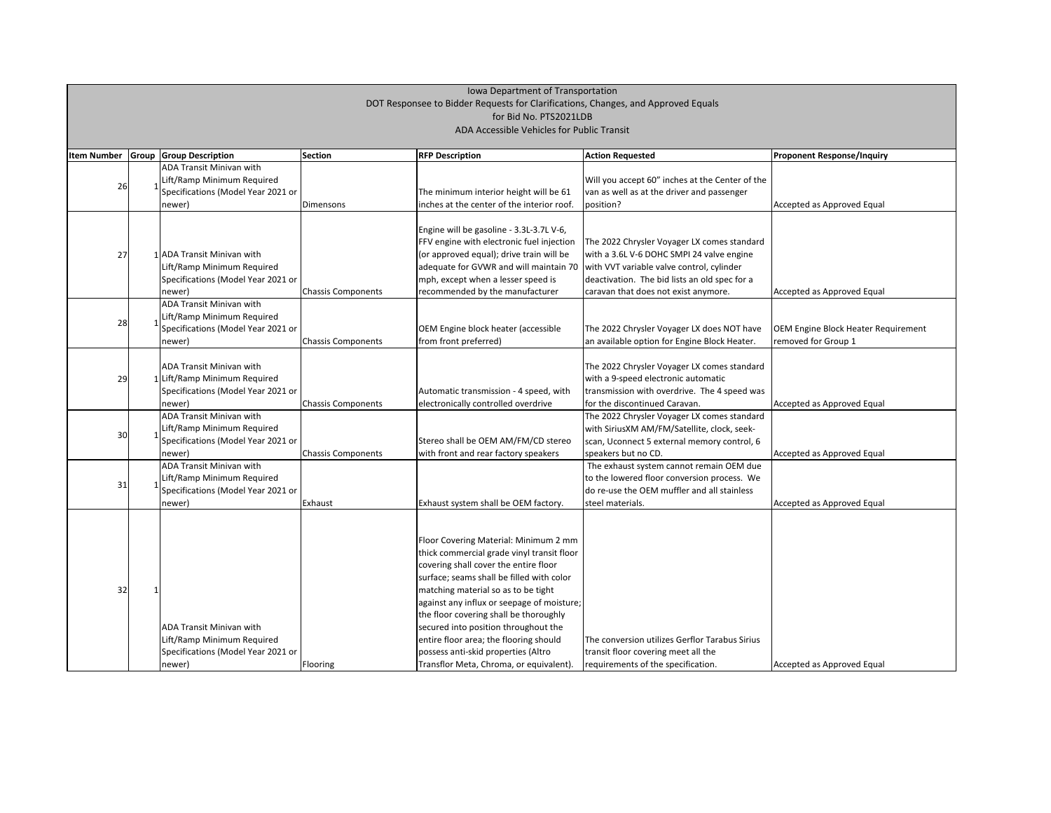Iowa Department of Transportation
DOT Responsee to Bidder Requests for Clarifications, Changes, and Approved Equals
for Bid No. PTS2021LDB
ADA Accessible Vehicles for Public Transit

| Item Number | Group | Group Description | Section | RFP Description | Action Requested | Proponent Response/Inquiry |
|---|---|---|---|---|---|---|
| 26 | 1 | ADA Transit Minivan with Lift/Ramp Minimum Required Specifications (Model Year 2021 or newer) | Dimensons | The minimum interior height will be 61 inches at the center of the interior roof. | Will you accept 60" inches at the Center of the van as well as at the driver and passenger position? | Accepted as Approved Equal |
| 27 | 1 | ADA Transit Minivan with Lift/Ramp Minimum Required Specifications (Model Year 2021 or newer) | Chassis Components | Engine will be gasoline - 3.3L-3.7L V-6, FFV engine with electronic fuel injection (or approved equal); drive train will be adequate for GVWR and will maintain 70 mph, except when a lesser speed is recommended by the manufacturer | The 2022 Chrysler Voyager LX comes standard with a 3.6L V-6 DOHC SMPI 24 valve engine with VVT variable valve control, cylinder deactivation. The bid lists an old spec for a caravan that does not exist anymore. | Accepted as Approved Equal |
| 28 | 1 | ADA Transit Minivan with Lift/Ramp Minimum Required Specifications (Model Year 2021 or newer) | Chassis Components | OEM Engine block heater (accessible from front preferred) | The 2022 Chrysler Voyager LX does NOT have an available option for Engine Block Heater. | OEM Engine Block Heater Requirement removed for Group 1 |
| 29 | 1 | ADA Transit Minivan with Lift/Ramp Minimum Required Specifications (Model Year 2021 or newer) | Chassis Components | Automatic transmission - 4 speed, with electronically controlled overdrive | The 2022 Chrysler Voyager LX comes standard with a 9-speed electronic automatic transmission with overdrive. The 4 speed was for the discontinued Caravan. | Accepted as Approved Equal |
| 30 | 1 | ADA Transit Minivan with Lift/Ramp Minimum Required Specifications (Model Year 2021 or newer) | Chassis Components | Stereo shall be OEM AM/FM/CD stereo with front and rear factory speakers | The 2022 Chrysler Voyager LX comes standard with SiriusXM AM/FM/Satellite, clock, seek-scan, Uconnect 5 external memory control, 6 speakers but no CD. | Accepted as Approved Equal |
| 31 | 1 | ADA Transit Minivan with Lift/Ramp Minimum Required Specifications (Model Year 2021 or newer) | Exhaust | Exhaust system shall be OEM factory. | The exhaust system cannot remain OEM due to the lowered floor conversion process. We do re-use the OEM muffler and all stainless steel materials. | Accepted as Approved Equal |
| 32 | 1 | ADA Transit Minivan with Lift/Ramp Minimum Required Specifications (Model Year 2021 or newer) | Flooring | Floor Covering Material: Minimum 2 mm thick commercial grade vinyl transit floor covering shall cover the entire floor surface; seams shall be filled with color matching material so as to be tight against any influx or seepage of moisture; the floor covering shall be thoroughly secured into position throughout the entire floor area; the flooring should possess anti-skid properties (Altro Transflor Meta, Chroma, or equivalent). | The conversion utilizes Gerflor Tarabus Sirius transit floor covering meet all the requirements of the specification. | Accepted as Approved Equal |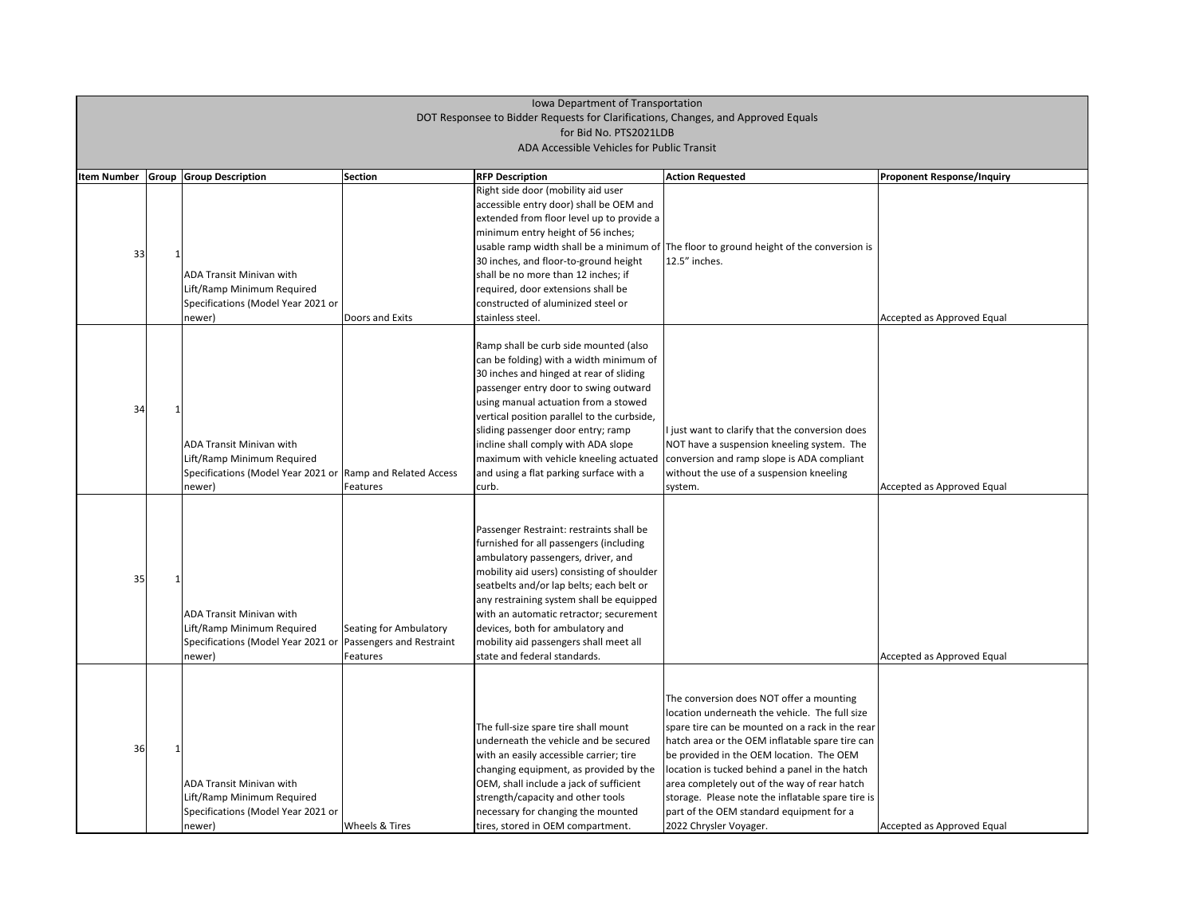Iowa Department of Transportation
DOT Responsee to Bidder Requests for Clarifications, Changes, and Approved Equals
for Bid No. PTS2021LDB
ADA Accessible Vehicles for Public Transit

| Item Number | Group | Group Description | Section | RFP Description | Action Requested | Proponent Response/Inquiry |
|---|---|---|---|---|---|---|
| 33 | 1 | ADA Transit Minivan with Lift/Ramp Minimum Required Specifications (Model Year 2021 or newer) | Doors and Exits | Right side door (mobility aid user accessible entry door) shall be OEM and extended from floor level up to provide a minimum entry height of 56 inches; usable ramp width shall be a minimum of 30 inches, and floor-to-ground height shall be no more than 12 inches; if required, door extensions shall be constructed of aluminized steel or stainless steel. | The floor to ground height of the conversion is 12.5" inches. | Accepted as Approved Equal |
| 34 | 1 | ADA Transit Minivan with Lift/Ramp Minimum Required Specifications (Model Year 2021 or newer) | Ramp and Related Access Features | Ramp shall be curb side mounted (also can be folding) with a width minimum of 30 inches and hinged at rear of sliding passenger entry door to swing outward using manual actuation from a stowed vertical position parallel to the curbside, sliding passenger door entry; ramp incline shall comply with ADA slope maximum with vehicle kneeling actuated and using a flat parking surface with a curb. | I just want to clarify that the conversion does NOT have a suspension kneeling system. The conversion and ramp slope is ADA compliant without the use of a suspension kneeling system. | Accepted as Approved Equal |
| 35 | 1 | ADA Transit Minivan with Lift/Ramp Minimum Required Specifications (Model Year 2021 or newer) | Seating for Ambulatory Passengers and Restraint Features | Passenger Restraint: restraints shall be furnished for all passengers (including ambulatory passengers, driver, and mobility aid users) consisting of shoulder seatbelts and/or lap belts; each belt or any restraining system shall be equipped with an automatic retractor; securement devices, both for ambulatory and mobility aid passengers shall meet all state and federal standards. | | Accepted as Approved Equal |
| 36 | 1 | ADA Transit Minivan with Lift/Ramp Minimum Required Specifications (Model Year 2021 or newer) | Wheels & Tires | The full-size spare tire shall mount underneath the vehicle and be secured with an easily accessible carrier; tire changing equipment, as provided by the OEM, shall include a jack of sufficient strength/capacity and other tools necessary for changing the mounted tires, stored in OEM compartment. | The conversion does NOT offer a mounting location underneath the vehicle. The full size spare tire can be mounted on a rack in the rear hatch area or the OEM inflatable spare tire can be provided in the OEM location. The OEM location is tucked behind a panel in the hatch area completely out of the way of rear hatch storage. Please note the inflatable spare tire is part of the OEM standard equipment for a 2022 Chrysler Voyager. | Accepted as Approved Equal |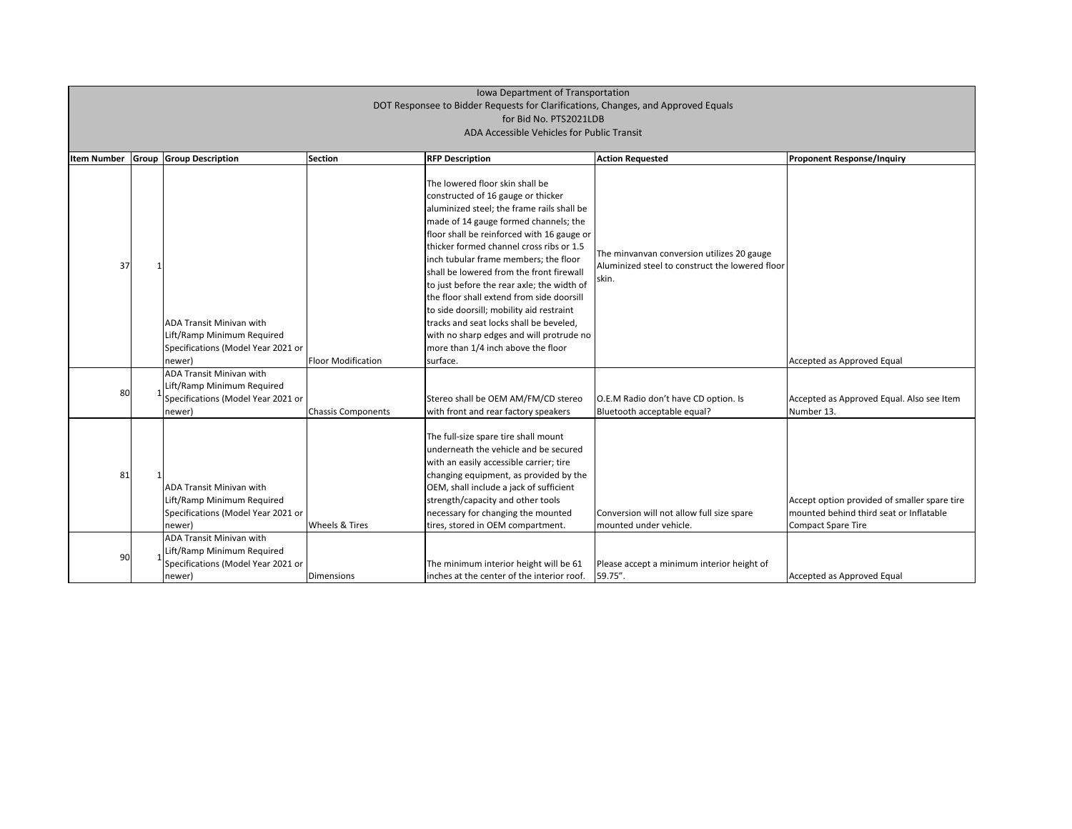Iowa Department of Transportation
DOT Responsee to Bidder Requests for Clarifications, Changes, and Approved Equals
for Bid No. PTS2021LDB
ADA Accessible Vehicles for Public Transit

| Item Number | Group | Group Description | Section | RFP Description | Action Requested | Proponent Response/Inquiry |
|---|---|---|---|---|---|---|
| 37 | 1 | ADA Transit Minivan with Lift/Ramp Minimum Required Specifications (Model Year 2021 or newer) | Floor Modification | The lowered floor skin shall be constructed of 16 gauge or thicker aluminized steel; the frame rails shall be made of 14 gauge formed channels; the floor shall be reinforced with 16 gauge or thicker formed channel cross ribs or 1.5 inch tubular frame members; the floor shall be lowered from the front firewall to just before the rear axle; the width of the floor shall extend from side doorsill to side doorsill; mobility aid restraint tracks and seat locks shall be beveled, with no sharp edges and will protrude no more than 1/4 inch above the floor surface. | The minvanvan conversion utilizes 20 gauge Aluminized steel to construct the lowered floor skin. | Accepted as Approved Equal |
| 80 | 1 | ADA Transit Minivan with Lift/Ramp Minimum Required Specifications (Model Year 2021 or newer) | Chassis Components | Stereo shall be OEM AM/FM/CD stereo with front and rear factory speakers | O.E.M Radio don't have CD option. Is Bluetooth acceptable equal? | Accepted as Approved Equal. Also see Item Number 13. |
| 81 | 1 | ADA Transit Minivan with Lift/Ramp Minimum Required Specifications (Model Year 2021 or newer) | Wheels & Tires | The full-size spare tire shall mount underneath the vehicle and be secured with an easily accessible carrier; tire changing equipment, as provided by the OEM, shall include a jack of sufficient strength/capacity and other tools necessary for changing the mounted tires, stored in OEM compartment. | Conversion will not allow full size spare mounted under vehicle. | Accept option provided of smaller spare tire mounted behind third seat or Inflatable Compact Spare Tire |
| 90 | 1 | ADA Transit Minivan with Lift/Ramp Minimum Required Specifications (Model Year 2021 or newer) | Dimensions | The minimum interior height will be 61 inches at the center of the interior roof. | Please accept a minimum interior height of 59.75". | Accepted as Approved Equal |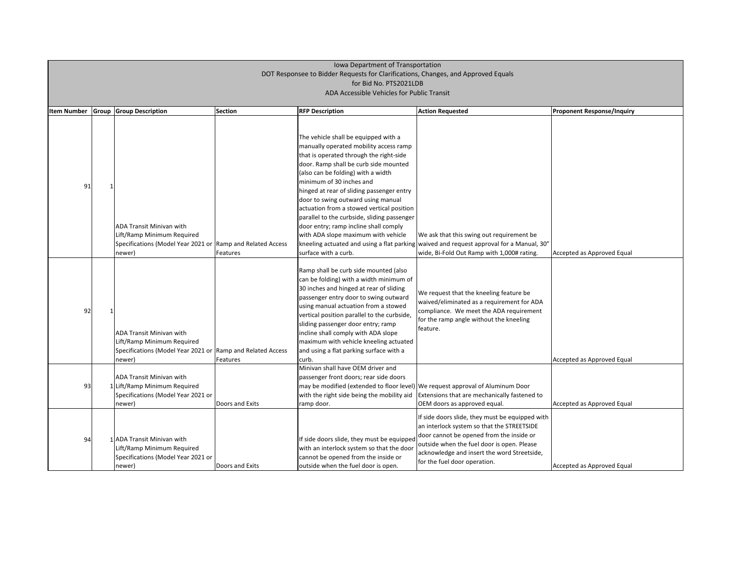Iowa Department of Transportation
DOT Responsee to Bidder Requests for Clarifications, Changes, and Approved Equals
for Bid No. PTS2021LDB
ADA Accessible Vehicles for Public Transit

| Item Number | Group | Group Description | Section | RFP Description | Action Requested | Proponent Response/Inquiry |
|---|---|---|---|---|---|---|
| 91 | 1 | ADA Transit Minivan with Lift/Ramp Minimum Required Specifications (Model Year 2021 or newer) | Ramp and Related Access Features | The vehicle shall be equipped with a manually operated mobility access ramp that is operated through the right-side door. Ramp shall be curb side mounted (also can be folding) with a width minimum of 30 inches and hinged at rear of sliding passenger entry door to swing outward using manual actuation from a stowed vertical position parallel to the curbside, sliding passenger door entry; ramp incline shall comply with ADA slope maximum with vehicle kneeling actuated and using a flat parking surface with a curb. | We ask that this swing out requirement be waived and request approval for a Manual, 30" wide, Bi-Fold Out Ramp with 1,000# rating. | Accepted as Approved Equal |
| 92 | 1 | ADA Transit Minivan with Lift/Ramp Minimum Required Specifications (Model Year 2021 or newer) | Ramp and Related Access Features | Ramp shall be curb side mounted (also can be folding) with a width minimum of 30 inches and hinged at rear of sliding passenger entry door to swing outward using manual actuation from a stowed vertical position parallel to the curbside, sliding passenger door entry; ramp incline shall comply with ADA slope maximum with vehicle kneeling actuated and using a flat parking surface with a curb. | We request that the kneeling feature be waived/eliminated as a requirement for ADA compliance. We meet the ADA requirement for the ramp angle without the kneeling feature. | Accepted as Approved Equal |
| 93 | 1 | ADA Transit Minivan with Lift/Ramp Minimum Required Specifications (Model Year 2021 or newer) | Doors and Exits | Minivan shall have OEM driver and passenger front doors; rear side doors may be modified (extended to floor level) with the right side being the mobility aid ramp door. | We request approval of Aluminum Door Extensions that are mechanically fastened to OEM doors as approved equal. | Accepted as Approved Equal |
| 94 | 1 | ADA Transit Minivan with Lift/Ramp Minimum Required Specifications (Model Year 2021 or newer) | Doors and Exits | If side doors slide, they must be equipped with an interlock system so that the door cannot be opened from the inside or outside when the fuel door is open. | If side doors slide, they must be equipped with an interlock system so that the STREETSIDE door cannot be opened from the inside or outside when the fuel door is open. Please acknowledge and insert the word Streetside, for the fuel door operation. | Accepted as Approved Equal |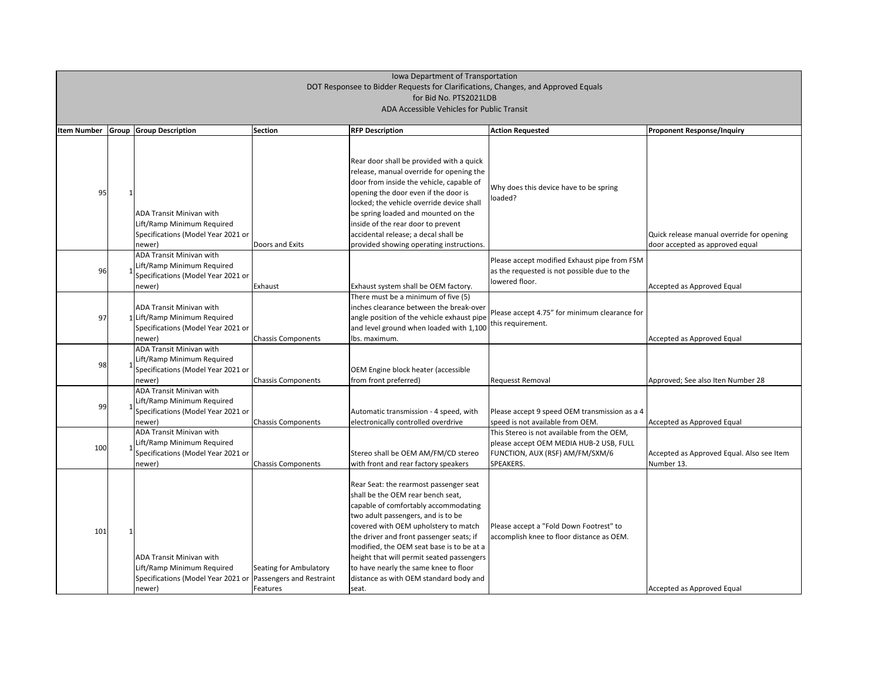| Iowa Department of Transportation<br>DOT Responsee to Bidder Requests for Clarifications, Changes, and Approved Equals<br>for Bid No. PTS2021LDB<br>ADA Accessible Vehicles for Public Transit | | | | | | |
|---|---|---|---|---|---|---|
| **Item Number** | **Group** | **Group Description** | **Section** | **RFP Description** | **Action Requested** | **Proponent Response/Inquiry** |
| 95 | 1 | ADA Transit Minivan with Lift/Ramp Minimum Required Specifications (Model Year 2021 or newer) | Doors and Exits | Rear door shall be provided with a quick release, manual override for opening the door from inside the vehicle, capable of opening the door even if the door is locked; the vehicle override device shall be spring loaded and mounted on the inside of the rear door to prevent accidental release; a decal shall be provided showing operating instructions. | Why does this device have to be spring loaded? | Quick release manual override for opening door accepted as approved equal |
| 96 | 1 | ADA Transit Minivan with Lift/Ramp Minimum Required Specifications (Model Year 2021 or newer) | Exhaust | Exhaust system shall be OEM factory. | Please accept modified Exhaust pipe from FSM as the requested is not possible due to the lowered floor. | Accepted as Approved Equal |
| 97 | 1 | ADA Transit Minivan with Lift/Ramp Minimum Required Specifications (Model Year 2021 or newer) | Chassis Components | There must be a minimum of five (5) inches clearance between the break-over angle position of the vehicle exhaust pipe and level ground when loaded with 1,100 lbs. maximum. | Please accept 4.75" for minimum clearance for this requirement. | Accepted as Approved Equal |
| 98 | 1 | ADA Transit Minivan with Lift/Ramp Minimum Required Specifications (Model Year 2021 or newer) | Chassis Components | OEM Engine block heater (accessible from front preferred) | Requesst Removal | Approved; See also Iten Number 28 |
| 99 | 1 | ADA Transit Minivan with Lift/Ramp Minimum Required Specifications (Model Year 2021 or newer) | Chassis Components | Automatic transmission - 4 speed, with electronically controlled overdrive | Please accept 9 speed OEM transmission as a 4 speed is not available from OEM. | Accepted as Approved Equal |
| 100 | 1 | ADA Transit Minivan with Lift/Ramp Minimum Required Specifications (Model Year 2021 or newer) | Chassis Components | Stereo shall be OEM AM/FM/CD stereo with front and rear factory speakers | This Stereo is not available from the OEM, please accept OEM MEDIA HUB-2 USB, FULL FUNCTION, AUX (RSF) AM/FM/SXM/6 SPEAKERS. | Accepted as Approved Equal. Also see Item Number 13. |
| 101 | 1 | ADA Transit Minivan with Lift/Ramp Minimum Required Specifications (Model Year 2021 or newer) | Seating for Ambulatory Passengers and Restraint Features | Rear Seat: the rearmost passenger seat shall be the OEM rear bench seat, capable of comfortably accommodating two adult passengers, and is to be covered with OEM upholstery to match the driver and front passenger seats; if modified, the OEM seat base is to be at a height that will permit seated passengers to have nearly the same knee to floor distance as with OEM standard body and seat. | Please accept a "Fold Down Footrest" to accomplish knee to floor distance as OEM. | Accepted as Approved Equal |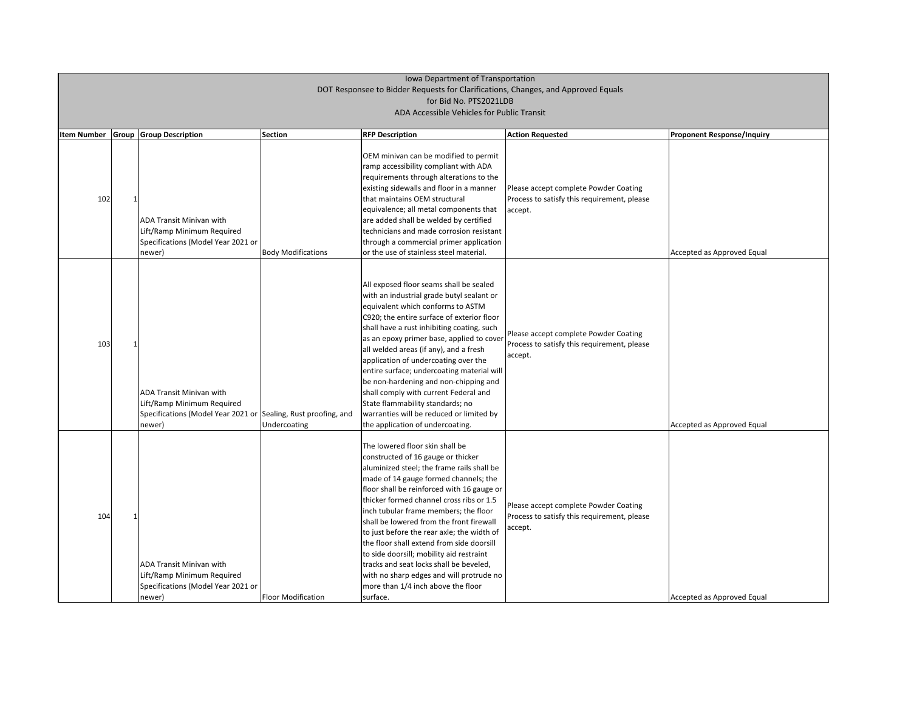Iowa Department of Transportation
DOT Responsee to Bidder Requests for Clarifications, Changes, and Approved Equals
for Bid No. PTS2021LDB
ADA Accessible Vehicles for Public Transit

| Item Number | Group | Group Description | Section | RFP Description | Action Requested | Proponent Response/Inquiry |
|---|---|---|---|---|---|---|
| 102 | 1 | ADA Transit Minivan with Lift/Ramp Minimum Required Specifications (Model Year 2021 or newer) | Body Modifications | OEM minivan can be modified to permit ramp accessibility compliant with ADA requirements through alterations to the existing sidewalls and floor in a manner that maintains OEM structural equivalence; all metal components that are added shall be welded by certified technicians and made corrosion resistant through a commercial primer application or the use of stainless steel material. | Please accept complete Powder Coating Process to satisfy this requirement, please accept. | Accepted as Approved Equal |
| 103 | 1 | ADA Transit Minivan with Lift/Ramp Minimum Required Specifications (Model Year 2021 or newer) | Sealing, Rust proofing, and Undercoating | All exposed floor seams shall be sealed with an industrial grade butyl sealant or equivalent which conforms to ASTM C920; the entire surface of exterior floor shall have a rust inhibiting coating, such as an epoxy primer base, applied to cover all welded areas (if any), and a fresh application of undercoating over the entire surface; undercoating material will be non-hardening and non-chipping and shall comply with current Federal and State flammability standards; no warranties will be reduced or limited by the application of undercoating. | Please accept complete Powder Coating Process to satisfy this requirement, please accept. | Accepted as Approved Equal |
| 104 | 1 | ADA Transit Minivan with Lift/Ramp Minimum Required Specifications (Model Year 2021 or newer) | Floor Modification | The lowered floor skin shall be constructed of 16 gauge or thicker aluminized steel; the frame rails shall be made of 14 gauge formed channels; the floor shall be reinforced with 16 gauge or thicker formed channel cross ribs or 1.5 inch tubular frame members; the floor shall be lowered from the front firewall to just before the rear axle; the width of the floor shall extend from side doorsill to side doorsill; mobility aid restraint tracks and seat locks shall be beveled, with no sharp edges and will protrude no more than 1/4 inch above the floor surface. | Please accept complete Powder Coating Process to satisfy this requirement, please accept. | Accepted as Approved Equal |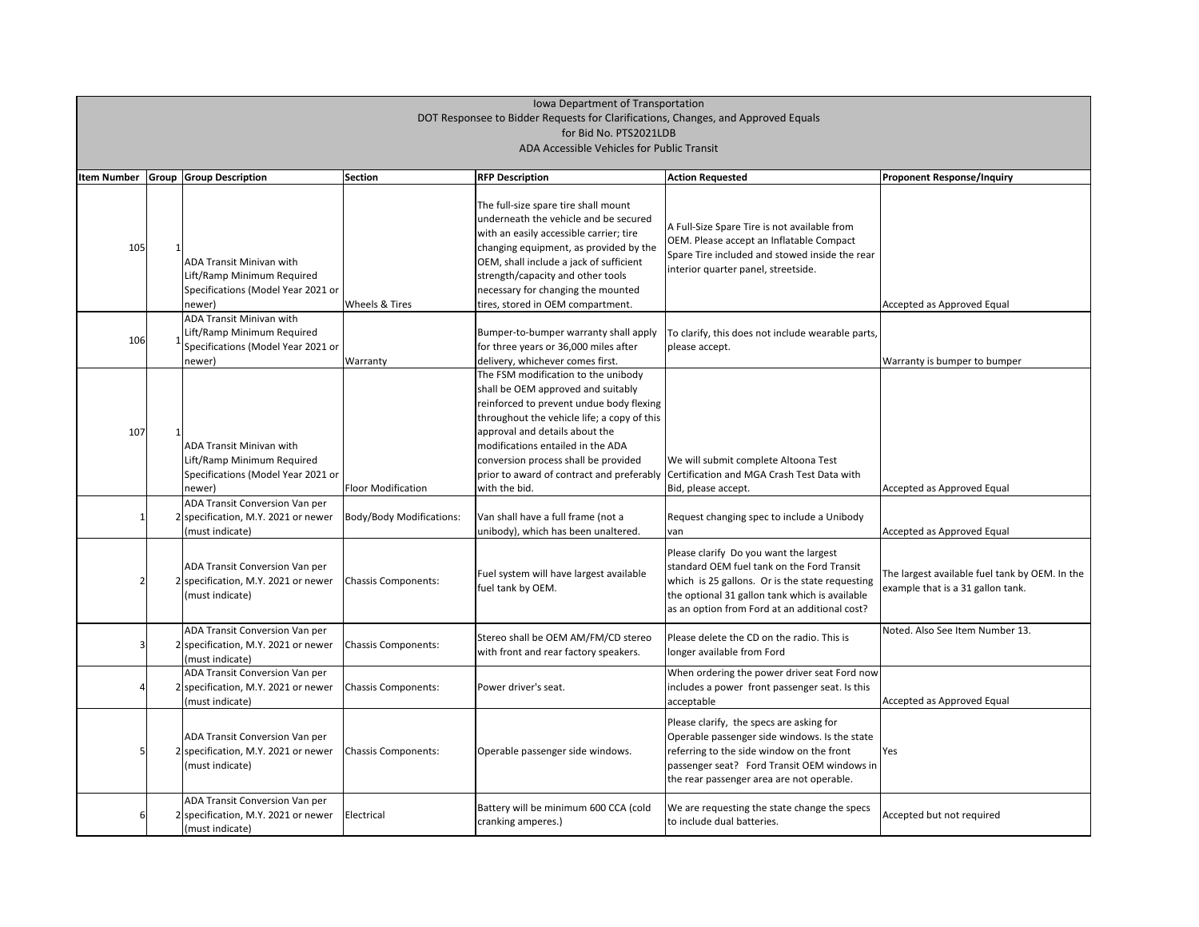Iowa Department of Transportation
DOT Responsee to Bidder Requests for Clarifications, Changes, and Approved Equals
for Bid No. PTS2021LDB
ADA Accessible Vehicles for Public Transit

| Item Number | Group | Group Description | Section | RFP Description | Action Requested | Proponent Response/Inquiry |
|---|---|---|---|---|---|---|
| 105 | 1 | ADA Transit Minivan with Lift/Ramp Minimum Required Specifications (Model Year 2021 or newer) | Wheels & Tires | The full-size spare tire shall mount underneath the vehicle and be secured with an easily accessible carrier; tire changing equipment, as provided by the OEM, shall include a jack of sufficient strength/capacity and other tools necessary for changing the mounted tires, stored in OEM compartment. | A Full-Size Spare Tire is not available from OEM. Please accept an Inflatable Compact Spare Tire included and stowed inside the rear interior quarter panel, streetside. | Accepted as Approved Equal |
| 106 | 1 | ADA Transit Minivan with Lift/Ramp Minimum Required Specifications (Model Year 2021 or newer) | Warranty | Bumper-to-bumper warranty shall apply for three years or 36,000 miles after delivery, whichever comes first. | To clarify, this does not include wearable parts, please accept. | Warranty is bumper to bumper |
| 107 | 1 | ADA Transit Minivan with Lift/Ramp Minimum Required Specifications (Model Year 2021 or newer) | Floor Modification | The FSM modification to the unibody shall be OEM approved and suitably reinforced to prevent undue body flexing throughout the vehicle life; a copy of this approval and details about the modifications entailed in the ADA conversion process shall be provided prior to award of contract and preferably with the bid. | We will submit complete Altoona Test Certification and MGA Crash Test Data with Bid, please accept. | Accepted as Approved Equal |
| 1 | 2 | ADA Transit Conversion Van per specification, M.Y. 2021 or newer (must indicate) | Body/Body Modifications: | Van shall have a full frame (not a unibody), which has been unaltered. | Request changing spec to include a Unibody van | Accepted as Approved Equal |
| 2 | 2 | ADA Transit Conversion Van per specification, M.Y. 2021 or newer (must indicate) | Chassis Components: | Fuel system will have largest available fuel tank by OEM. | Please clarify Do you want the largest standard OEM fuel tank on the Ford Transit which is 25 gallons. Or is the state requesting the optional 31 gallon tank which is available as an option from Ford at an additional cost? | The largest available fuel tank by OEM. In the example that is a 31 gallon tank. |
| 3 | 2 | ADA Transit Conversion Van per specification, M.Y. 2021 or newer (must indicate) | Chassis Components: | Stereo shall be OEM AM/FM/CD stereo with front and rear factory speakers. | Please delete the CD on the radio. This is longer available from Ford | Noted. Also See Item Number 13. |
| 4 | 2 | ADA Transit Conversion Van per specification, M.Y. 2021 or newer (must indicate) | Chassis Components: | Power driver's seat. | When ordering the power driver seat Ford now includes a power front passenger seat. Is this acceptable | Accepted as Approved Equal |
| 5 | 2 | ADA Transit Conversion Van per specification, M.Y. 2021 or newer (must indicate) | Chassis Components: | Operable passenger side windows. | Please clarify, the specs are asking for Operable passenger side windows. Is the state referring to the side window on the front passenger seat? Ford Transit OEM windows in the rear passenger area are not operable. | Yes |
| 6 | 2 | ADA Transit Conversion Van per specification, M.Y. 2021 or newer (must indicate) | Electrical | Battery will be minimum 600 CCA (cold cranking amperes.) | We are requesting the state change the specs to include dual batteries. | Accepted but not required |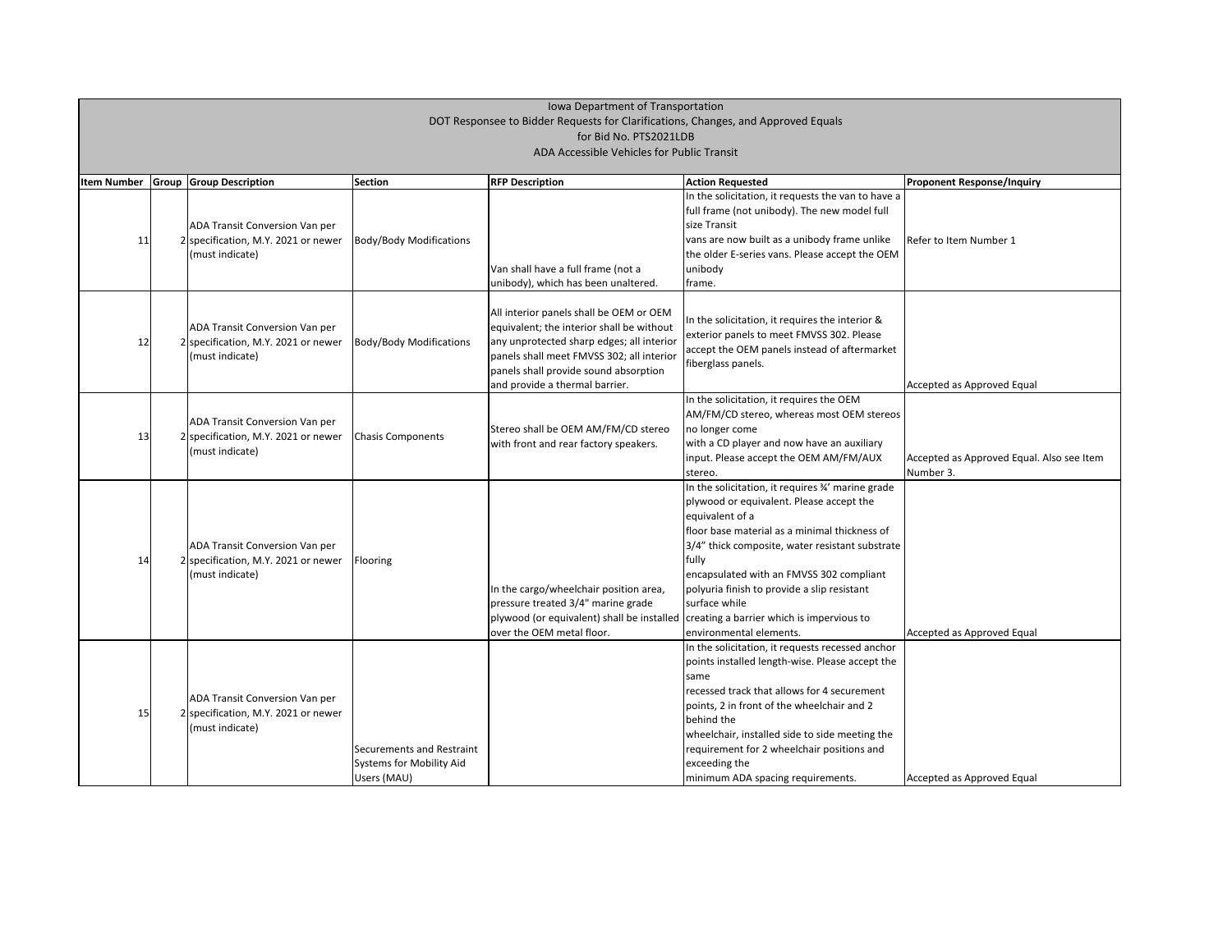Iowa Department of Transportation
DOT Responsee to Bidder Requests for Clarifications, Changes, and Approved Equals
for Bid No. PTS2021LDB
ADA Accessible Vehicles for Public Transit

| Item Number | Group | Group Description | Section | RFP Description | Action Requested | Proponent Response/Inquiry |
|---|---|---|---|---|---|---|
| 11 | 2 | ADA Transit Conversion Van per specification, M.Y. 2021 or newer (must indicate) | Body/Body Modifications | Van shall have a full frame (not a unibody), which has been unaltered. | In the solicitation, it requests the van to have a full frame (not unibody). The new model full size Transit vans are now built as a unibody frame unlike the older E-series vans. Please accept the OEM unibody frame. | Refer to Item Number 1 |
| 12 | 2 | ADA Transit Conversion Van per specification, M.Y. 2021 or newer (must indicate) | Body/Body Modifications | All interior panels shall be OEM or OEM equivalent; the interior shall be without any unprotected sharp edges; all interior panels shall meet FMVSS 302; all interior panels shall provide sound absorption and provide a thermal barrier. | In the solicitation, it requires the interior & exterior panels to meet FMVSS 302. Please accept the OEM panels instead of aftermarket fiberglass panels. | Accepted as Approved Equal |
| 13 | 2 | ADA Transit Conversion Van per specification, M.Y. 2021 or newer (must indicate) | Chasis Components | Stereo shall be OEM AM/FM/CD stereo with front and rear factory speakers. | In the solicitation, it requires the OEM AM/FM/CD stereo, whereas most OEM stereos no longer come with a CD player and now have an auxiliary input. Please accept the OEM AM/FM/AUX stereo. | Accepted as Approved Equal. Also see Item Number 3. |
| 14 | 2 | ADA Transit Conversion Van per specification, M.Y. 2021 or newer (must indicate) | Flooring | In the cargo/wheelchair position area, pressure treated 3/4" marine grade plywood (or equivalent) shall be installed over the OEM metal floor. | In the solicitation, it requires ¾' marine grade plywood or equivalent. Please accept the equivalent of a floor base material as a minimal thickness of 3/4" thick composite, water resistant substrate fully encapsulated with an FMVSS 302 compliant polyuria finish to provide a slip resistant surface while creating a barrier which is impervious to environmental elements. | Accepted as Approved Equal |
| 15 | 2 | ADA Transit Conversion Van per specification, M.Y. 2021 or newer (must indicate) | Securements and Restraint Systems for Mobility Aid Users (MAU) | | In the solicitation, it requests recessed anchor points installed length-wise. Please accept the same recessed track that allows for 4 securement points, 2 in front of the wheelchair and 2 behind the wheelchair, installed side to side meeting the requirement for 2 wheelchair positions and exceeding the minimum ADA spacing requirements. | Accepted as Approved Equal |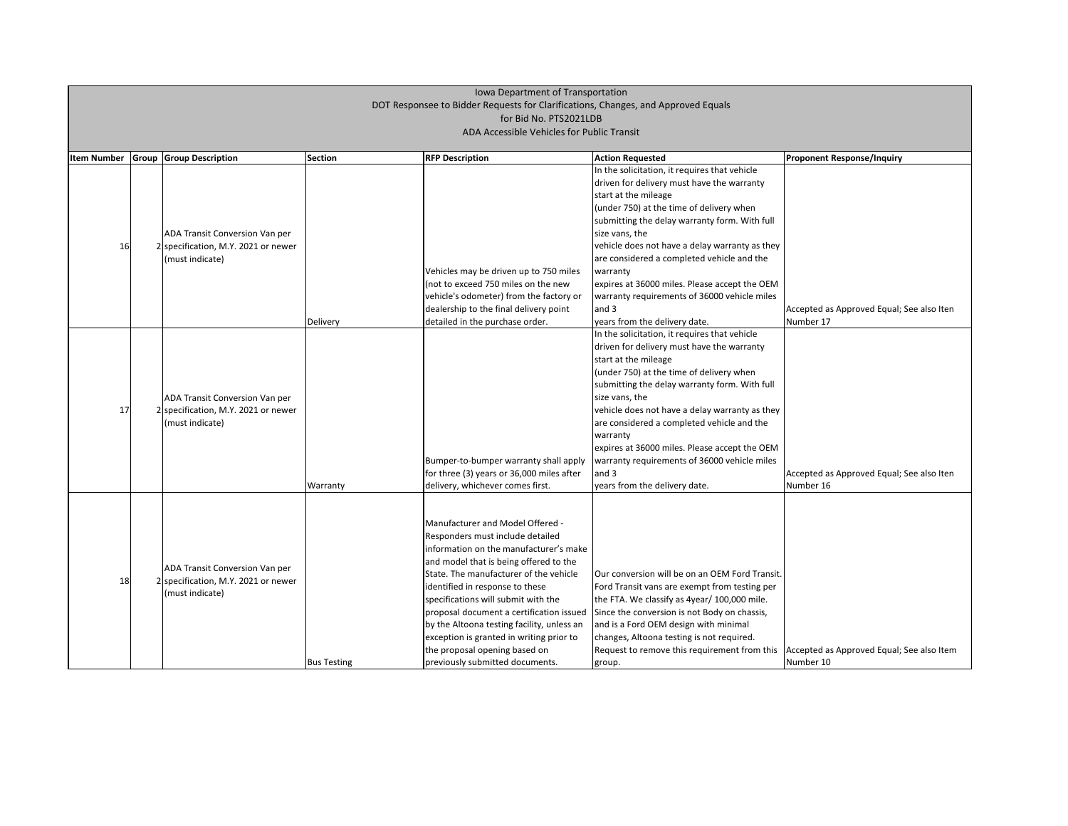Iowa Department of Transportation
DOT Responsee to Bidder Requests for Clarifications, Changes, and Approved Equals
for Bid No. PTS2021LDB
ADA Accessible Vehicles for Public Transit

| Item Number | Group | Group Description | Section | RFP Description | Action Requested | Proponent Response/Inquiry |
|---|---|---|---|---|---|---|
| 16 | 2 | ADA Transit Conversion Van per specification, M.Y. 2021 or newer (must indicate) | Delivery | Vehicles may be driven up to 750 miles (not to exceed 750 miles on the new vehicle's odometer) from the factory or dealership to the final delivery point detailed in the purchase order. | In the solicitation, it requires that vehicle driven for delivery must have the warranty start at the mileage (under 750) at the time of delivery when submitting the delay warranty form. With full size vans, the vehicle does not have a delay warranty as they are considered a completed vehicle and the warranty expires at 36000 miles. Please accept the OEM warranty requirements of 36000 vehicle miles and 3 years from the delivery date. | Accepted as Approved Equal; See also Iten Number 17 |
| 17 | 2 | ADA Transit Conversion Van per specification, M.Y. 2021 or newer (must indicate) | Warranty | Bumper-to-bumper warranty shall apply for three (3) years or 36,000 miles after delivery, whichever comes first. | In the solicitation, it requires that vehicle driven for delivery must have the warranty start at the mileage (under 750) at the time of delivery when submitting the delay warranty form. With full size vans, the vehicle does not have a delay warranty as they are considered a completed vehicle and the warranty expires at 36000 miles. Please accept the OEM warranty requirements of 36000 vehicle miles and 3 years from the delivery date. | Accepted as Approved Equal; See also Iten Number 16 |
| 18 | 2 | ADA Transit Conversion Van per specification, M.Y. 2021 or newer (must indicate) | Bus Testing | Manufacturer and Model Offered - Responders must include detailed information on the manufacturer's make and model that is being offered to the State. The manufacturer of the vehicle identified in response to these specifications will submit with the proposal document a certification issued by the Altoona testing facility, unless an exception is granted in writing prior to the proposal opening based on previously submitted documents. | Our conversion will be on an OEM Ford Transit. Ford Transit vans are exempt from testing per the FTA. We classify as 4year/ 100,000 mile. Since the conversion is not Body on chassis, and is a Ford OEM design with minimal changes, Altoona testing is not required. Request to remove this requirement from this group. | Accepted as Approved Equal; See also Item Number 10 |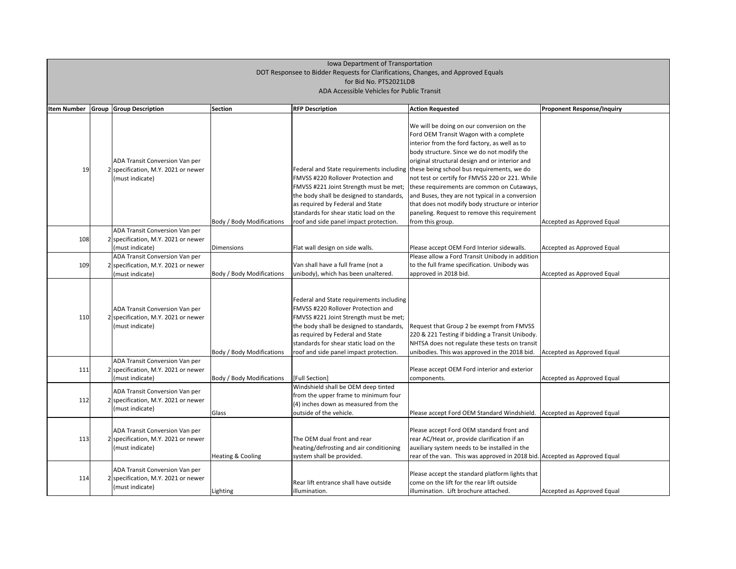Iowa Department of Transportation
DOT Responsee to Bidder Requests for Clarifications, Changes, and Approved Equals
for Bid No. PTS2021LDB
ADA Accessible Vehicles for Public Transit

| Item Number | Group | Group Description | Section | RFP Description | Action Requested | Proponent Response/Inquiry |
|---|---|---|---|---|---|---|
| 19 | 2 | ADA Transit Conversion Van per specification, M.Y. 2021 or newer (must indicate) | Body / Body Modifications | Federal and State requirements including FMVSS #220 Rollover Protection and FMVSS #221 Joint Strength must be met; the body shall be designed to standards, as required by Federal and State standards for shear static load on the roof and side panel impact protection. | We will be doing on our conversion on the Ford OEM Transit Wagon with a complete interior from the ford factory, as well as to body structure. Since we do not modify the original structural design and or interior and these being school bus requirements, we do not test or certify for FMVSS 220 or 221. While these requirements are common on Cutaways, and Buses, they are not typical in a conversion that does not modify body structure or interior paneling. Request to remove this requirement from this group. | Accepted as Approved Equal |
| 108 | 2 | ADA Transit Conversion Van per specification, M.Y. 2021 or newer (must indicate) | Dimensions | Flat wall design on side walls. | Please accept OEM Ford Interior sidewalls. | Accepted as Approved Equal |
| 109 | 2 | ADA Transit Conversion Van per specification, M.Y. 2021 or newer (must indicate) | Body / Body Modifications | Van shall have a full frame (not a unibody), which has been unaltered. | Please allow a Ford Transit Unibody in addition to the full frame specification. Unibody was approved in 2018 bid. | Accepted as Approved Equal |
| 110 | 2 | ADA Transit Conversion Van per specification, M.Y. 2021 or newer (must indicate) | Body / Body Modifications | Federal and State requirements including FMVSS #220 Rollover Protection and FMVSS #221 Joint Strength must be met; the body shall be designed to standards, as required by Federal and State standards for shear static load on the roof and side panel impact protection. | Request that Group 2 be exempt from FMVSS 220 & 221 Testing if bidding a Transit Unibody. NHTSA does not regulate these tests on transit unibodies. This was approved in the 2018 bid. | Accepted as Approved Equal |
| 111 | 2 | ADA Transit Conversion Van per specification, M.Y. 2021 or newer (must indicate) | Body / Body Modifications | [Full Section] | Please accept OEM Ford interior and exterior components. | Accepted as Approved Equal |
| 112 | 2 | ADA Transit Conversion Van per specification, M.Y. 2021 or newer (must indicate) | Glass | Windshield shall be OEM deep tinted from the upper frame to minimum four (4) inches down as measured from the outside of the vehicle. | Please accept Ford OEM Standard Windshield. | Accepted as Approved Equal |
| 113 | 2 | ADA Transit Conversion Van per specification, M.Y. 2021 or newer (must indicate) | Heating & Cooling | The OEM dual front and rear heating/defrosting and air conditioning system shall be provided. | Please accept Ford OEM standard front and rear AC/Heat or, provide clarification if an auxiliary system needs to be installed in the rear of the van. This was approved in 2018 bid. | Accepted as Approved Equal |
| 114 | 2 | ADA Transit Conversion Van per specification, M.Y. 2021 or newer (must indicate) | Lighting | Rear lift entrance shall have outside illumination. | Please accept the standard platform lights that come on the lift for the rear lift outside illumination. Lift brochure attached. | Accepted as Approved Equal |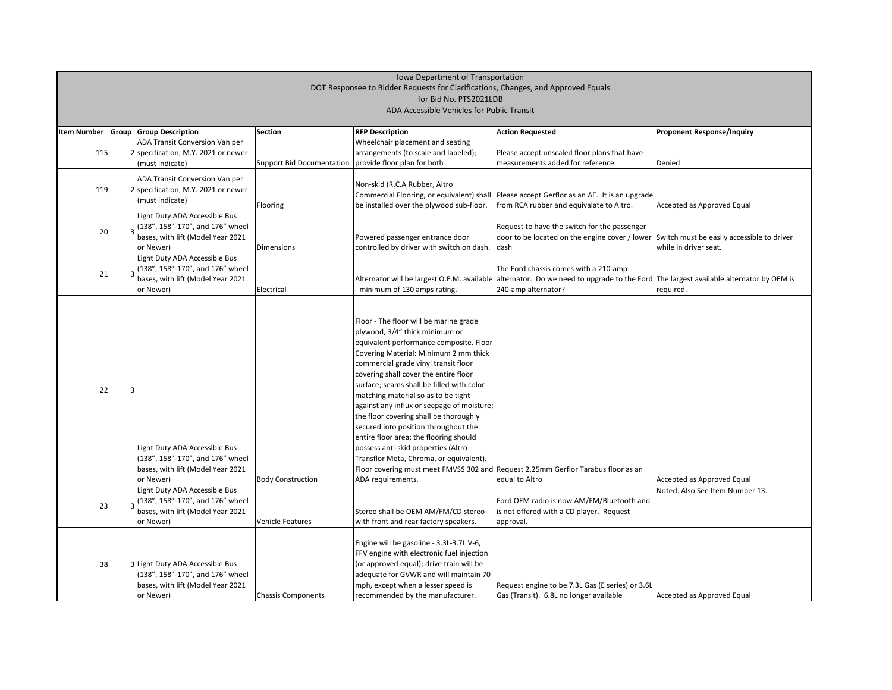Iowa Department of Transportation
DOT Responsee to Bidder Requests for Clarifications, Changes, and Approved Equals
for Bid No. PTS2021LDB
ADA Accessible Vehicles for Public Transit

| Item Number | Group | Group Description | Section | RFP Description | Action Requested | Proponent Response/Inquiry |
|---|---|---|---|---|---|---|
| 115 | 2 | ADA Transit Conversion Van per specification, M.Y. 2021 or newer (must indicate) | Support Bid Documentation | Wheelchair placement and seating arrangements (to scale and labeled); provide floor plan for both | Please accept unscaled floor plans that have measurements added for reference. | Denied |
| 119 | 2 | ADA Transit Conversion Van per specification, M.Y. 2021 or newer (must indicate) | Flooring | Non-skid (R.C.A Rubber, Altro Commercial Flooring, or equivalent) shall be installed over the plywood sub-floor. | Please accept Gerflor as an AE. It is an upgrade from RCA rubber and equivalate to Altro. | Accepted as Approved Equal |
| 20 | 3 | Light Duty ADA Accessible Bus (138", 158"-170", and 176" wheel bases, with lift (Model Year 2021 or Newer) | Dimensions | Powered passenger entrance door controlled by driver with switch on dash. | Request to have the switch for the passenger door to be located on the engine cover / lower dash | Switch must be easily accessible to driver while in driver seat. |
| 21 | 3 | Light Duty ADA Accessible Bus (138", 158"-170", and 176" wheel bases, with lift (Model Year 2021 or Newer) | Electrical | Alternator will be largest O.E.M. available - minimum of 130 amps rating. | The Ford chassis comes with a 210-amp alternator. Do we need to upgrade to the Ford 240-amp alternator? | The largest available alternator by OEM is required. |
| 22 | 3 | Light Duty ADA Accessible Bus (138", 158"-170", and 176" wheel bases, with lift (Model Year 2021 or Newer) | Body Construction | Floor - The floor will be marine grade plywood, 3/4" thick minimum or equivalent performance composite. Floor Covering Material: Minimum 2 mm thick commercial grade vinyl transit floor covering shall cover the entire floor surface; seams shall be filled with color matching material so as to be tight against any influx or seepage of moisture; the floor covering shall be thoroughly secured into position throughout the entire floor area; the flooring should possess anti-skid properties (Altro Transflor Meta, Chroma, or equivalent). Floor covering must meet FMVSS 302 and ADA requirements. | Request 2.25mm Gerflor Tarabus floor as an equal to Altro | Accepted as Approved Equal |
| 23 | 3 | Light Duty ADA Accessible Bus (138", 158"-170", and 176" wheel bases, with lift (Model Year 2021 or Newer) | Vehicle Features | Stereo shall be OEM AM/FM/CD stereo with front and rear factory speakers. | Ford OEM radio is now AM/FM/Bluetooth and is not offered with a CD player. Request approval. | Noted. Also See Item Number 13. |
| 38 | 3 | Light Duty ADA Accessible Bus (138", 158"-170", and 176" wheel bases, with lift (Model Year 2021 or Newer) | Chassis Components | Engine will be gasoline - 3.3L-3.7L V-6, FFV engine with electronic fuel injection (or approved equal); drive train will be adequate for GVWR and will maintain 70 mph, except when a lesser speed is recommended by the manufacturer. | Request engine to be 7.3L Gas (E series) or 3.6L Gas (Transit). 6.8L no longer available | Accepted as Approved Equal |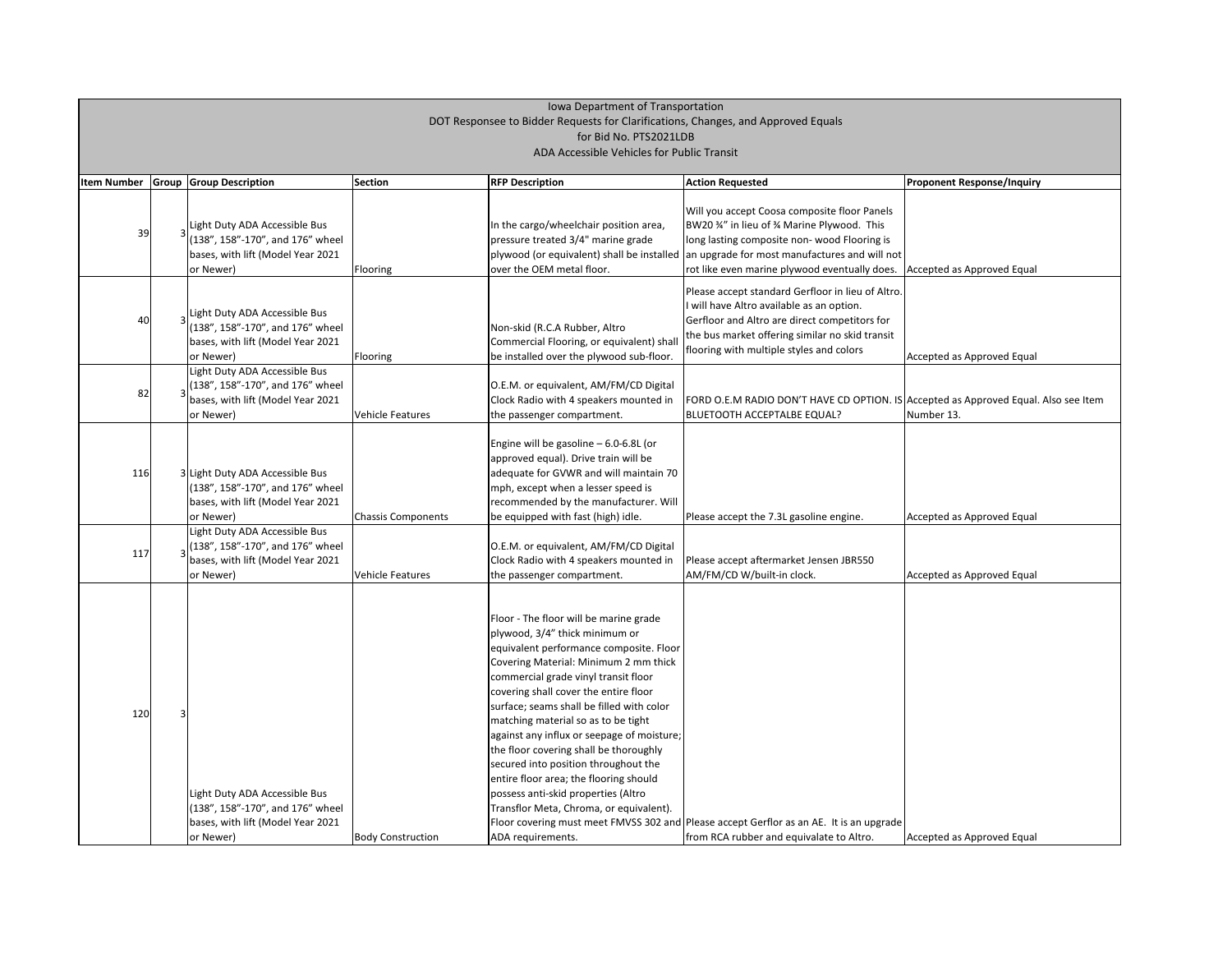Iowa Department of Transportation
DOT Responsee to Bidder Requests for Clarifications, Changes, and Approved Equals
for Bid No. PTS2021LDB
ADA Accessible Vehicles for Public Transit

| Item Number | Group | Group Description | Section | RFP Description | Action Requested | Proponent Response/Inquiry |
|---|---|---|---|---|---|---|
| 39 | 3 | Light Duty ADA Accessible Bus (138", 158"-170", and 176" wheel bases, with lift (Model Year 2021 or Newer) | Flooring | In the cargo/wheelchair position area, pressure treated 3/4" marine grade plywood (or equivalent) shall be installed over the OEM metal floor. | Will you accept Coosa composite floor Panels BW20 ¾" in lieu of ¾ Marine Plywood. This long lasting composite non- wood Flooring is an upgrade for most manufactures and will not rot like even marine plywood eventually does. | Accepted as Approved Equal |
| 40 | 3 | Light Duty ADA Accessible Bus (138", 158"-170", and 176" wheel bases, with lift (Model Year 2021 or Newer) | Flooring | Non-skid (R.C.A Rubber, Altro Commercial Flooring, or equivalent) shall be installed over the plywood sub-floor. | Please accept standard Gerfloor in lieu of Altro. I will have Altro available as an option. Gerfloor and Altro are direct competitors for the bus market offering similar no skid transit flooring with multiple styles and colors | Accepted as Approved Equal |
| 82 | 3 | Light Duty ADA Accessible Bus (138", 158"-170", and 176" wheel bases, with lift (Model Year 2021 or Newer) | Vehicle Features | O.E.M. or equivalent, AM/FM/CD Digital Clock Radio with 4 speakers mounted in the passenger compartment. | FORD O.E.M RADIO DON'T HAVE CD OPTION. IS BLUETOOTH ACCEPTALBE EQUAL? | Accepted as Approved Equal. Also see Item Number 13. |
| 116 | 3 | Light Duty ADA Accessible Bus (138", 158"-170", and 176" wheel bases, with lift (Model Year 2021 or Newer) | Chassis Components | Engine will be gasoline – 6.0-6.8L (or approved equal). Drive train will be adequate for GVWR and will maintain 70 mph, except when a lesser speed is recommended by the manufacturer. Will be equipped with fast (high) idle. | Please accept the 7.3L gasoline engine. | Accepted as Approved Equal |
| 117 | 3 | Light Duty ADA Accessible Bus (138", 158"-170", and 176" wheel bases, with lift (Model Year 2021 or Newer) | Vehicle Features | O.E.M. or equivalent, AM/FM/CD Digital Clock Radio with 4 speakers mounted in the passenger compartment. | Please accept aftermarket Jensen JBR550 AM/FM/CD W/built-in clock. | Accepted as Approved Equal |
| 120 | 3 | Light Duty ADA Accessible Bus (138", 158"-170", and 176" wheel bases, with lift (Model Year 2021 or Newer) | Body Construction | Floor - The floor will be marine grade plywood, 3/4" thick minimum or equivalent performance composite. Floor Covering Material: Minimum 2 mm thick commercial grade vinyl transit floor covering shall cover the entire floor surface; seams shall be filled with color matching material so as to be tight against any influx or seepage of moisture; the floor covering shall be thoroughly secured into position throughout the entire floor area; the flooring should possess anti-skid properties (Altro Transflor Meta, Chroma, or equivalent). Floor covering must meet FMVSS 302 and ADA requirements. | Please accept Gerflor as an AE. It is an upgrade from RCA rubber and equivalate to Altro. | Accepted as Approved Equal |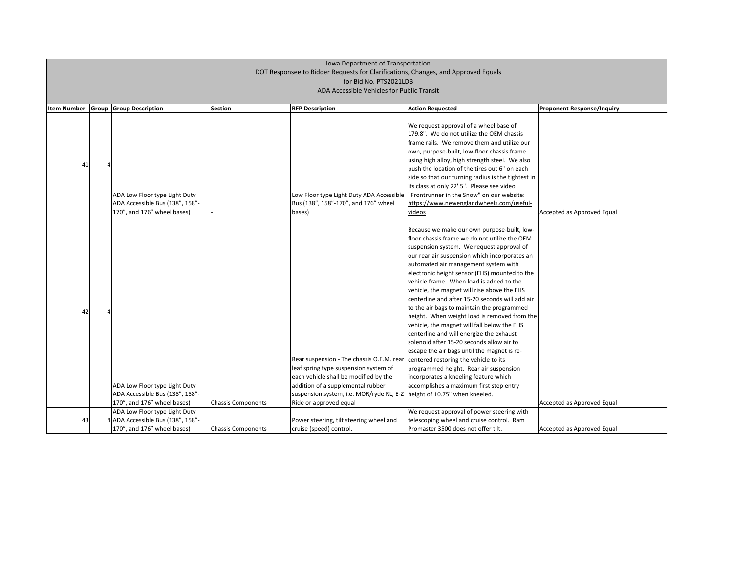Iowa Department of Transportation
DOT Responsee to Bidder Requests for Clarifications, Changes, and Approved Equals
for Bid No. PTS2021LDB
ADA Accessible Vehicles for Public Transit

| Item Number | Group | Group Description | Section | RFP Description | Action Requested | Proponent Response/Inquiry |
|---|---|---|---|---|---|---|
| 41 | 4 | ADA Low Floor type Light Duty ADA Accessible Bus (138", 158"-170", and 176" wheel bases) | - | Low Floor type Light Duty ADA Accessible Bus (138", 158"-170", and 176" wheel bases) | We request approval of a wheel base of 179.8". We do not utilize the OEM chassis frame rails. We remove them and utilize our own, purpose-built, low-floor chassis frame using high alloy, high strength steel. We also push the location of the tires out 6" on each side so that our turning radius is the tightest in its class at only 22' 5". Please see video "Frontrunner in the Snow" on our website: https://www.newenglandwheels.com/useful-videos | Accepted as Approved Equal |
| 42 | 4 | ADA Low Floor type Light Duty ADA Accessible Bus (138", 158"-170", and 176" wheel bases) | Chassis Components | Rear suspension - The chassis O.E.M. rear leaf spring type suspension system of each vehicle shall be modified by the addition of a supplemental rubber suspension system, i.e. MOR/ryde RL, E-Z Ride or approved equal | Because we make our own purpose-built, low-floor chassis frame we do not utilize the OEM suspension system. We request approval of our rear air suspension which incorporates an automated air management system with electronic height sensor (EHS) mounted to the vehicle frame. When load is added to the vehicle, the magnet will rise above the EHS centerline and after 15-20 seconds will add air to the air bags to maintain the programmed height. When weight load is removed from the vehicle, the magnet will fall below the EHS centerline and will energize the exhaust solenoid after 15-20 seconds allow air to escape the air bags until the magnet is re-centered restoring the vehicle to its programmed height. Rear air suspension incorporates a kneeling feature which accomplishes a maximum first step entry height of 10.75" when kneeled. | Accepted as Approved Equal |
| 43 | 4 | ADA Low Floor type Light Duty ADA Accessible Bus (138", 158"-170", and 176" wheel bases) | Chassis Components | Power steering, tilt steering wheel and cruise (speed) control. | We request approval of power steering with telescoping wheel and cruise control. Ram Promaster 3500 does not offer tilt. | Accepted as Approved Equal |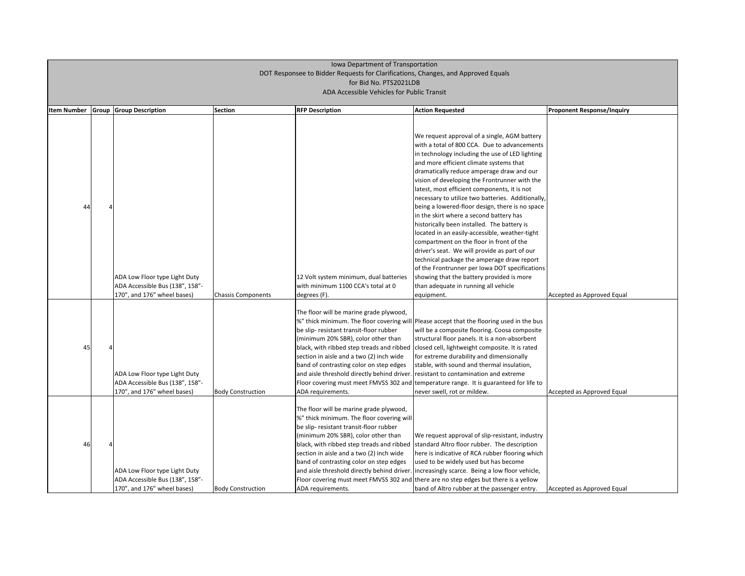Iowa Department of Transportation
DOT Responsee to Bidder Requests for Clarifications, Changes, and Approved Equals
for Bid No. PTS2021LDB
ADA Accessible Vehicles for Public Transit

| Item Number | Group | Group Description | Section | RFP Description | Action Requested | Proponent Response/Inquiry |
|---|---|---|---|---|---|---|
| 44 | 4 | ADA Low Floor type Light Duty ADA Accessible Bus (138", 158"-170", and 176" wheel bases) | Chassis Components | 12 Volt system minimum, dual batteries with minimum 1100 CCA's total at 0 degrees (F). | We request approval of a single, AGM battery with a total of 800 CCA. Due to advancements in technology including the use of LED lighting and more efficient climate systems that dramatically reduce amperage draw and our vision of developing the Frontrunner with the latest, most efficient components, it is not necessary to utilize two batteries. Additionally, being a lowered-floor design, there is no space in the skirt where a second battery has historically been installed. The battery is located in an easily-accessible, weather-tight compartment on the floor in front of the driver's seat. We will provide as part of our technical package the amperage draw report of the Frontrunner per Iowa DOT specifications showing that the battery provided is more than adequate in running all vehicle equipment. | Accepted as Approved Equal |
| 45 | 4 | ADA Low Floor type Light Duty ADA Accessible Bus (138", 158"-170", and 176" wheel bases) | Body Construction | The floor will be marine grade plywood, ¾" thick minimum. The floor covering will be slip- resistant transit-floor rubber (minimum 20% SBR), color other than black, with ribbed step treads and ribbed section in aisle and a two (2) inch wide band of contrasting color on step edges and aisle threshold directly behind driver. Floor covering must meet FMVSS 302 and ADA requirements. | Please accept that the flooring used in the bus will be a composite flooring. Coosa composite structural floor panels. It is a non-absorbent closed cell, lightweight composite. It is rated for extreme durability and dimensionally stable, with sound and thermal insulation, resistant to contamination and extreme temperature range. It is guaranteed for life to never swell, rot or mildew. | Accepted as Approved Equal |
| 46 | 4 | ADA Low Floor type Light Duty ADA Accessible Bus (138", 158"-170", and 176" wheel bases) | Body Construction | The floor will be marine grade plywood, ¾" thick minimum. The floor covering will be slip- resistant transit-floor rubber (minimum 20% SBR), color other than black, with ribbed step treads and ribbed section in aisle and a two (2) inch wide band of contrasting color on step edges and aisle threshold directly behind driver. Floor covering must meet FMVSS 302 and ADA requirements. | We request approval of slip-resistant, industry standard Altro floor rubber. The description here is indicative of RCA rubber flooring which used to be widely used but has become increasingly scarce. Being a low floor vehicle, there are no step edges but there is a yellow band of Altro rubber at the passenger entry. | Accepted as Approved Equal |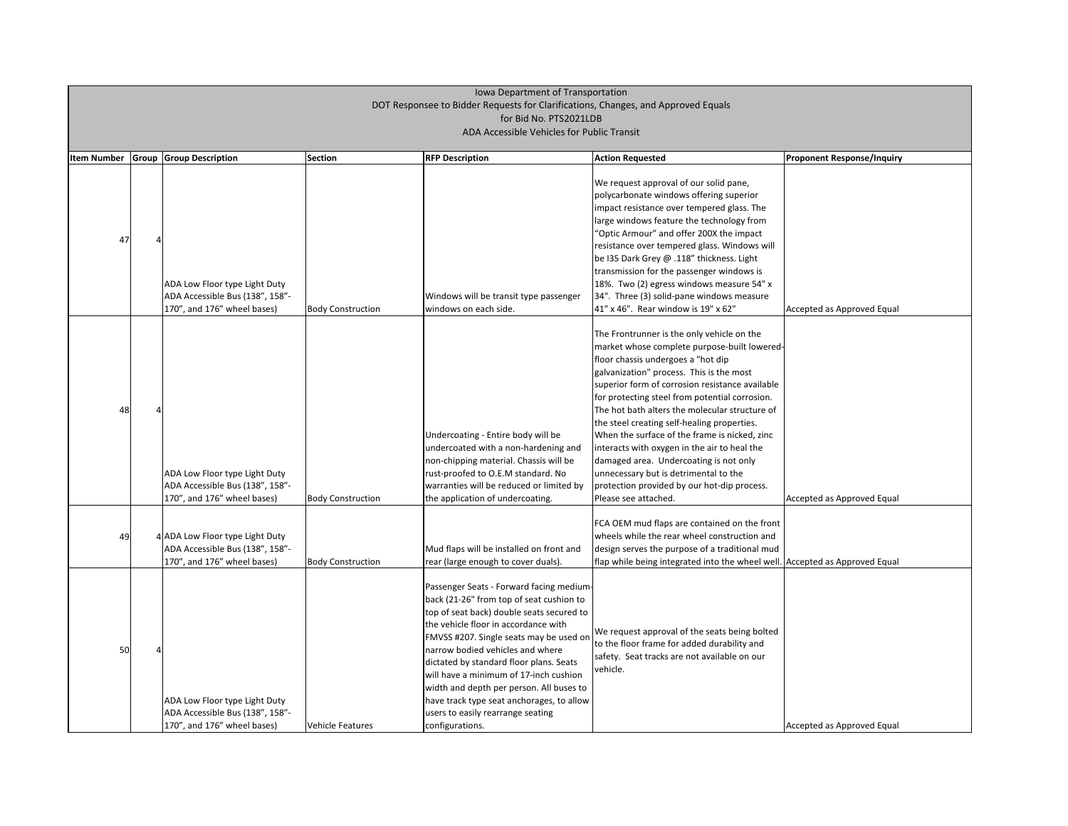Iowa Department of Transportation
DOT Responsee to Bidder Requests for Clarifications, Changes, and Approved Equals
for Bid No. PTS2021LDB
ADA Accessible Vehicles for Public Transit

| Item Number | Group | Group Description | Section | RFP Description | Action Requested | Proponent Response/Inquiry |
|---|---|---|---|---|---|---|
| 47 | 4 | ADA Low Floor type Light Duty ADA Accessible Bus (138", 158"-170", and 176" wheel bases) | Body Construction | Windows will be transit type passenger windows on each side. | We request approval of our solid pane, polycarbonate windows offering superior impact resistance over tempered glass. The large windows feature the technology from "Optic Armour" and offer 200X the impact resistance over tempered glass. Windows will be I35 Dark Grey @ .118" thickness. Light transmission for the passenger windows is 18%. Two (2) egress windows measure 54" x 34". Three (3) solid-pane windows measure 41" x 46". Rear window is 19" x 62" | Accepted as Approved Equal |
| 48 | 4 | ADA Low Floor type Light Duty ADA Accessible Bus (138", 158"-170", and 176" wheel bases) | Body Construction | Undercoating - Entire body will be undercoated with a non-hardening and non-chipping material. Chassis will be rust-proofed to O.E.M standard. No warranties will be reduced or limited by the application of undercoating. | The Frontrunner is the only vehicle on the market whose complete purpose-built lowered-floor chassis undergoes a "hot dip galvanization" process. This is the most superior form of corrosion resistance available for protecting steel from potential corrosion. The hot bath alters the molecular structure of the steel creating self-healing properties. When the surface of the frame is nicked, zinc interacts with oxygen in the air to heal the damaged area. Undercoating is not only unnecessary but is detrimental to the protection provided by our hot-dip process. Please see attached. | Accepted as Approved Equal |
| 49 | 4 | ADA Low Floor type Light Duty ADA Accessible Bus (138", 158"-170", and 176" wheel bases) | Body Construction | Mud flaps will be installed on front and rear (large enough to cover duals). | FCA OEM mud flaps are contained on the front wheels while the rear wheel construction and design serves the purpose of a traditional mud flap while being integrated into the wheel well. | Accepted as Approved Equal |
| 50 | 4 | ADA Low Floor type Light Duty ADA Accessible Bus (138", 158"-170", and 176" wheel bases) | Vehicle Features | Passenger Seats - Forward facing medium-back (21-26" from top of seat cushion to top of seat back) double seats secured to the vehicle floor in accordance with FMVSS #207. Single seats may be used on narrow bodied vehicles and where dictated by standard floor plans. Seats will have a minimum of 17-inch cushion width and depth per person. All buses to have track type seat anchorages, to allow users to easily rearrange seating configurations. | We request approval of the seats being bolted to the floor frame for added durability and safety. Seat tracks are not available on our vehicle. | Accepted as Approved Equal |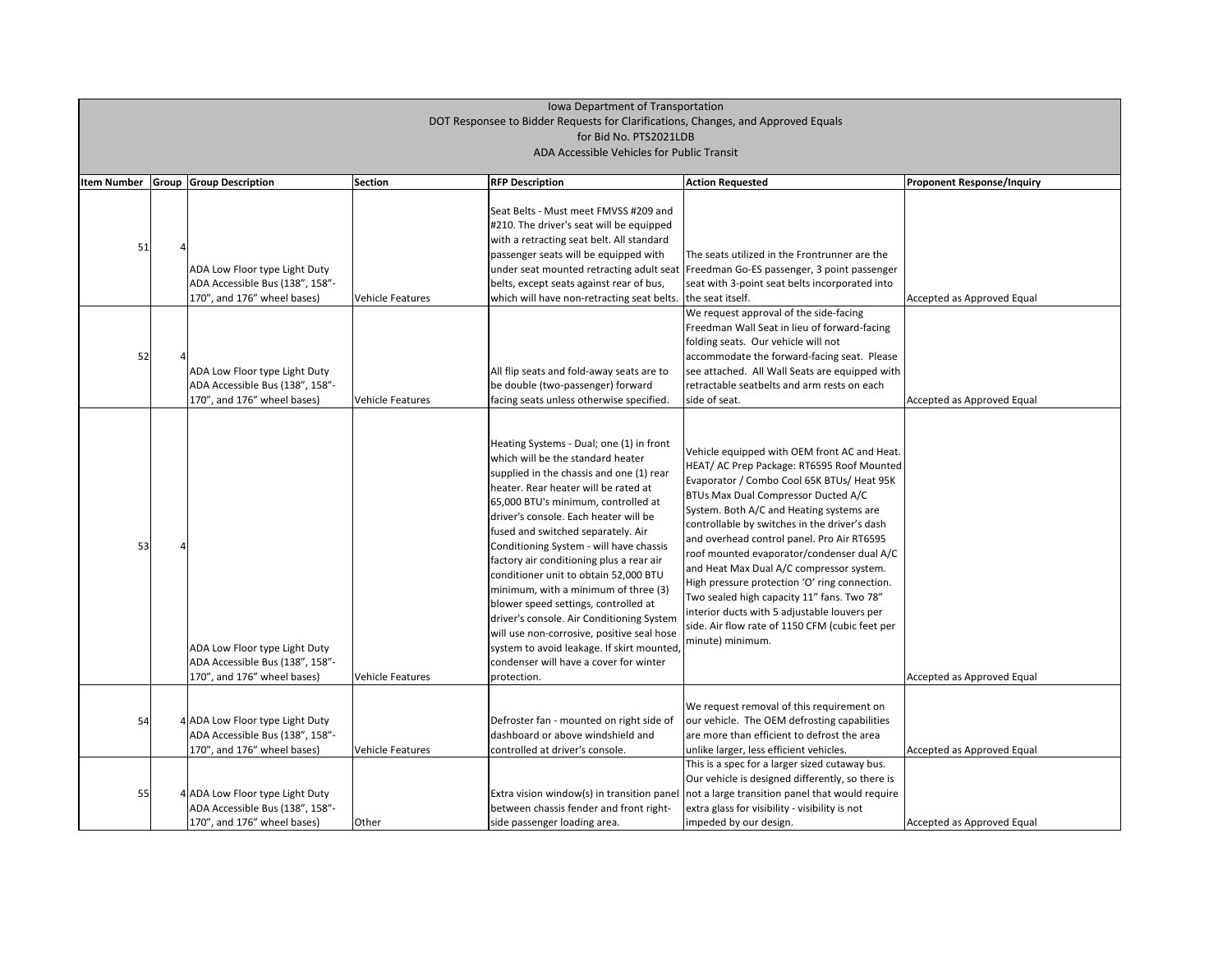Iowa Department of Transportation
DOT Responsee to Bidder Requests for Clarifications, Changes, and Approved Equals
for Bid No. PTS2021LDB
ADA Accessible Vehicles for Public Transit

| Item Number | Group | Group Description | Section | RFP Description | Action Requested | Proponent Response/Inquiry |
|---|---|---|---|---|---|---|
| 51 | 4 | ADA Low Floor type Light Duty ADA Accessible Bus (138", 158"-170", and 176" wheel bases) | Vehicle Features | Seat Belts - Must meet FMVSS #209 and #210. The driver's seat will be equipped with a retracting seat belt. All standard passenger seats will be equipped with under seat mounted retracting adult seat belts, except seats against rear of bus, which will have non-retracting seat belts. | The seats utilized in the Frontrunner are the Freedman Go-ES passenger, 3 point passenger seat with 3-point seat belts incorporated into the seat itself. | Accepted as Approved Equal |
| 52 | 4 | ADA Low Floor type Light Duty ADA Accessible Bus (138", 158"-170", and 176" wheel bases) | Vehicle Features | All flip seats and fold-away seats are to be double (two-passenger) forward facing seats unless otherwise specified. | We request approval of the side-facing Freedman Wall Seat in lieu of forward-facing folding seats. Our vehicle will not accommodate the forward-facing seat. Please see attached. All Wall Seats are equipped with retractable seatbelts and arm rests on each side of seat. | Accepted as Approved Equal |
| 53 | 4 | ADA Low Floor type Light Duty ADA Accessible Bus (138", 158"-170", and 176" wheel bases) | Vehicle Features | Heating Systems - Dual; one (1) in front which will be the standard heater supplied in the chassis and one (1) rear heater. Rear heater will be rated at 65,000 BTU's minimum, controlled at driver's console. Each heater will be fused and switched separately. Air Conditioning System - will have chassis factory air conditioning plus a rear air conditioner unit to obtain 52,000 BTU minimum, with a minimum of three (3) blower speed settings, controlled at driver's console. Air Conditioning System will use non-corrosive, positive seal hose system to avoid leakage. If skirt mounted, condenser will have a cover for winter protection. | Vehicle equipped with OEM front AC and Heat. HEAT/ AC Prep Package: RT6595 Roof Mounted Evaporator / Combo Cool 65K BTUs/ Heat 95K BTUs Max Dual Compressor Ducted A/C System. Both A/C and Heating systems are controllable by switches in the driver's dash and overhead control panel. Pro Air RT6595 roof mounted evaporator/condenser dual A/C and Heat Max Dual A/C compressor system. High pressure protection 'O' ring connection. Two sealed high capacity 11" fans. Two 78" interior ducts with 5 adjustable louvers per side. Air flow rate of 1150 CFM (cubic feet per minute) minimum. | Accepted as Approved Equal |
| 54 | 4 | ADA Low Floor type Light Duty ADA Accessible Bus (138", 158"-170", and 176" wheel bases) | Vehicle Features | Defroster fan - mounted on right side of dashboard or above windshield and controlled at driver's console. | We request removal of this requirement on our vehicle. The OEM defrosting capabilities are more than efficient to defrost the area unlike larger, less efficient vehicles. | Accepted as Approved Equal |
| 55 | 4 | ADA Low Floor type Light Duty ADA Accessible Bus (138", 158"-170", and 176" wheel bases) | Other | Extra vision window(s) in transition panel between chassis fender and front right-side passenger loading area. | This is a spec for a larger sized cutaway bus. Our vehicle is designed differently, so there is not a large transition panel that would require extra glass for visibility - visibility is not impeded by our design. | Accepted as Approved Equal |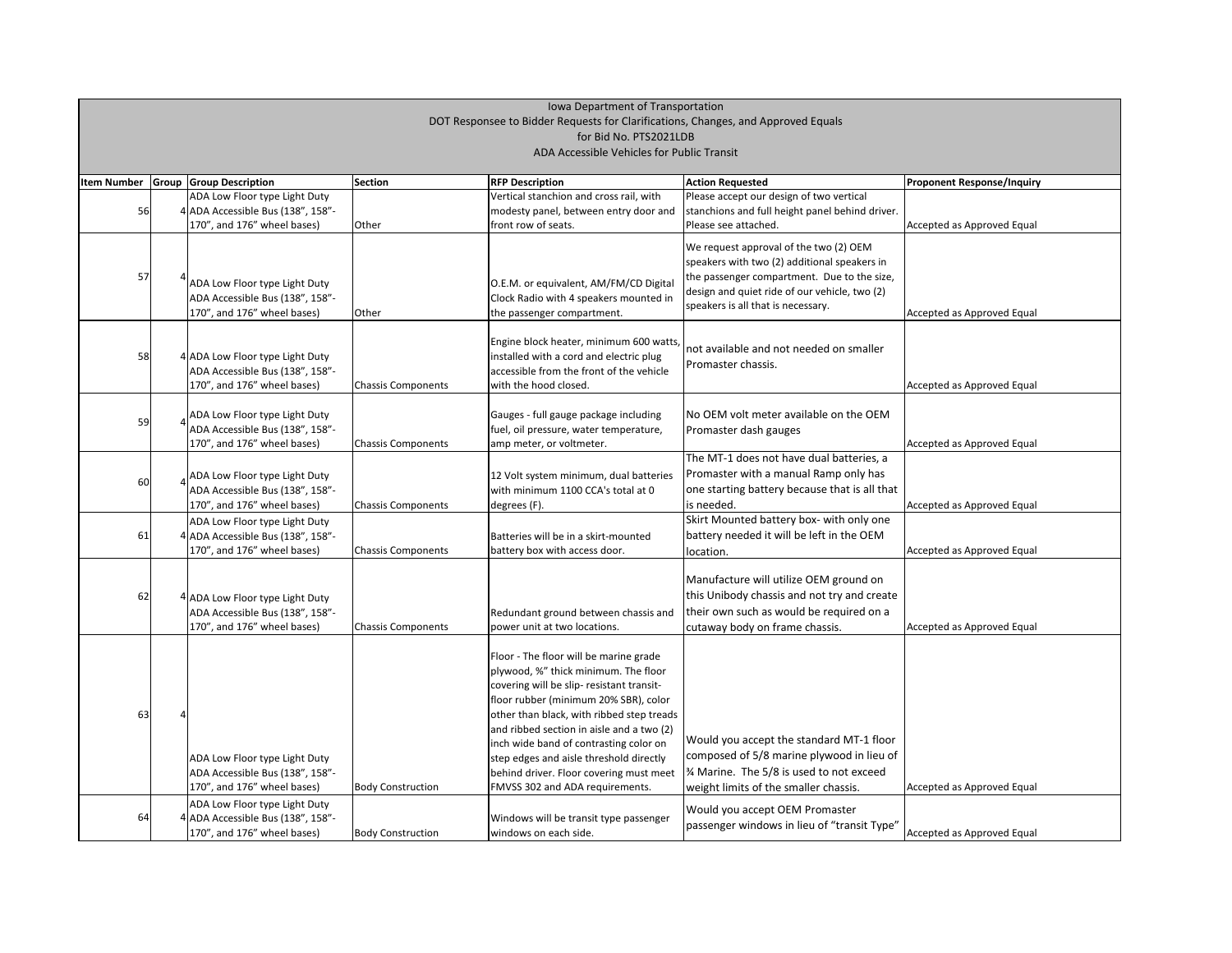Iowa Department of Transportation
DOT Responsee to Bidder Requests for Clarifications, Changes, and Approved Equals
for Bid No. PTS2021LDB
ADA Accessible Vehicles for Public Transit

| Item Number | Group | Group Description | Section | RFP Description | Action Requested | Proponent Response/Inquiry |
|---|---|---|---|---|---|---|
| 56 | 4 | ADA Low Floor type Light Duty ADA Accessible Bus (138", 158"-170", and 176" wheel bases) | Other | Vertical stanchion and cross rail, with modesty panel, between entry door and front row of seats. | Please accept our design of two vertical stanchions and full height panel behind driver. Please see attached. | Accepted as Approved Equal |
| 57 | 4 | ADA Low Floor type Light Duty ADA Accessible Bus (138", 158"-170", and 176" wheel bases) | Other | O.E.M. or equivalent, AM/FM/CD Digital Clock Radio with 4 speakers mounted in the passenger compartment. | We request approval of the two (2) OEM speakers with two (2) additional speakers in the passenger compartment. Due to the size, design and quiet ride of our vehicle, two (2) speakers is all that is necessary. | Accepted as Approved Equal |
| 58 | 4 | ADA Low Floor type Light Duty ADA Accessible Bus (138", 158"-170", and 176" wheel bases) | Chassis Components | Engine block heater, minimum 600 watts, installed with a cord and electric plug accessible from the front of the vehicle with the hood closed. | not available and not needed on smaller Promaster chassis. | Accepted as Approved Equal |
| 59 | 4 | ADA Low Floor type Light Duty ADA Accessible Bus (138", 158"-170", and 176" wheel bases) | Chassis Components | Gauges - full gauge package including fuel, oil pressure, water temperature, amp meter, or voltmeter. | No OEM volt meter available on the OEM Promaster dash gauges | Accepted as Approved Equal |
| 60 | 4 | ADA Low Floor type Light Duty ADA Accessible Bus (138", 158"-170", and 176" wheel bases) | Chassis Components | 12 Volt system minimum, dual batteries with minimum 1100 CCA's total at 0 degrees (F). | The MT-1 does not have dual batteries, a Promaster with a manual Ramp only has one starting battery because that is all that is needed. | Accepted as Approved Equal |
| 61 | 4 | ADA Low Floor type Light Duty ADA Accessible Bus (138", 158"-170", and 176" wheel bases) | Chassis Components | Batteries will be in a skirt-mounted battery box with access door. | Skirt Mounted battery box- with only one battery needed it will be left in the OEM location. | Accepted as Approved Equal |
| 62 | 4 | ADA Low Floor type Light Duty ADA Accessible Bus (138", 158"-170", and 176" wheel bases) | Chassis Components | Redundant ground between chassis and power unit at two locations. | Manufacture will utilize OEM ground on this Unibody chassis and not try and create their own such as would be required on a cutaway body on frame chassis. | Accepted as Approved Equal |
| 63 | 4 | ADA Low Floor type Light Duty ADA Accessible Bus (138", 158"-170", and 176" wheel bases) | Body Construction | Floor - The floor will be marine grade plywood, ¾" thick minimum. The floor covering will be slip- resistant transit-floor rubber (minimum 20% SBR), color other than black, with ribbed step treads and ribbed section in aisle and a two (2) inch wide band of contrasting color on step edges and aisle threshold directly behind driver. Floor covering must meet FMVSS 302 and ADA requirements. | Would you accept the standard MT-1 floor composed of 5/8 marine plywood in lieu of ¾ Marine. The 5/8 is used to not exceed weight limits of the smaller chassis. | Accepted as Approved Equal |
| 64 | 4 | ADA Low Floor type Light Duty ADA Accessible Bus (138", 158"-170", and 176" wheel bases) | Body Construction | Windows will be transit type passenger windows on each side. | Would you accept OEM Promaster passenger windows in lieu of "transit Type" | Accepted as Approved Equal |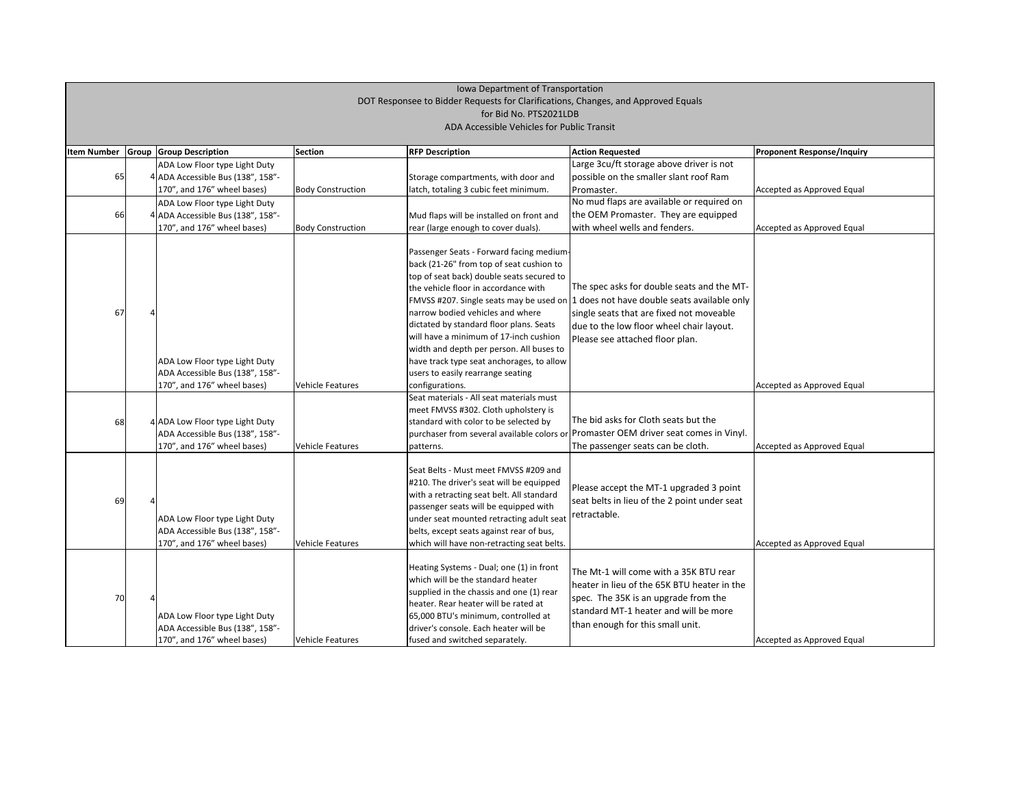| Iowa Department of Transportation<br>DOT Responsee to Bidder Requests for Clarifications, Changes, and Approved Equals<br>for Bid No. PTS2021LDB<br>ADA Accessible Vehicles for Public Transit | | | | | | |
|---|---|---|---|---|---|---|
| **Item Number** | **Group** | **Group Description** | **Section** | **RFP Description** | **Action Requested** | **Proponent Response/Inquiry** |
| 65 | 4 | ADA Low Floor type Light Duty ADA Accessible Bus (138", 158"-170", and 176" wheel bases) | Body Construction | Storage compartments, with door and latch, totaling 3 cubic feet minimum. | Large 3cu/ft storage above driver is not possible on the smaller slant roof Ram Promaster. | Accepted as Approved Equal |
| 66 | 4 | ADA Low Floor type Light Duty ADA Accessible Bus (138", 158"-170", and 176" wheel bases) | Body Construction | Mud flaps will be installed on front and rear (large enough to cover duals). | No mud flaps are available or required on the OEM Promaster. They are equipped with wheel wells and fenders. | Accepted as Approved Equal |
| 67 | 4 | ADA Low Floor type Light Duty ADA Accessible Bus (138", 158"-170", and 176" wheel bases) | Vehicle Features | Passenger Seats - Forward facing medium-back (21-26" from top of seat cushion to top of seat back) double seats secured to the vehicle floor in accordance with FMVSS #207. Single seats may be used on narrow bodied vehicles and where dictated by standard floor plans. Seats will have a minimum of 17-inch cushion width and depth per person. All buses to have track type seat anchorages, to allow users to easily rearrange seating configurations. | The spec asks for double seats and the MT-1 does not have double seats available only single seats that are fixed not moveable due to the low floor wheel chair layout. Please see attached floor plan. | Accepted as Approved Equal |
| 68 | 4 | ADA Low Floor type Light Duty ADA Accessible Bus (138", 158"-170", and 176" wheel bases) | Vehicle Features | Seat materials - All seat materials must meet FMVSS #302. Cloth upholstery is standard with color to be selected by purchaser from several available colors or patterns. | The bid asks for Cloth seats but the Promaster OEM driver seat comes in Vinyl. The passenger seats can be cloth. | Accepted as Approved Equal |
| 69 | 4 | ADA Low Floor type Light Duty ADA Accessible Bus (138", 158"-170", and 176" wheel bases) | Vehicle Features | Seat Belts - Must meet FMVSS #209 and #210. The driver's seat will be equipped with a retracting seat belt. All standard passenger seats will be equipped with under seat mounted retracting adult seat belts, except seats against rear of bus, which will have non-retracting seat belts. | Please accept the MT-1 upgraded 3 point seat belts in lieu of the 2 point under seat retractable. | Accepted as Approved Equal |
| 70 | 4 | ADA Low Floor type Light Duty ADA Accessible Bus (138", 158"-170", and 176" wheel bases) | Vehicle Features | Heating Systems - Dual; one (1) in front which will be the standard heater supplied in the chassis and one (1) rear heater. Rear heater will be rated at 65,000 BTU's minimum, controlled at driver's console. Each heater will be fused and switched separately. | The Mt-1 will come with a 35K BTU rear heater in lieu of the 65K BTU heater in the spec. The 35K is an upgrade from the standard MT-1 heater and will be more than enough for this small unit. | Accepted as Approved Equal |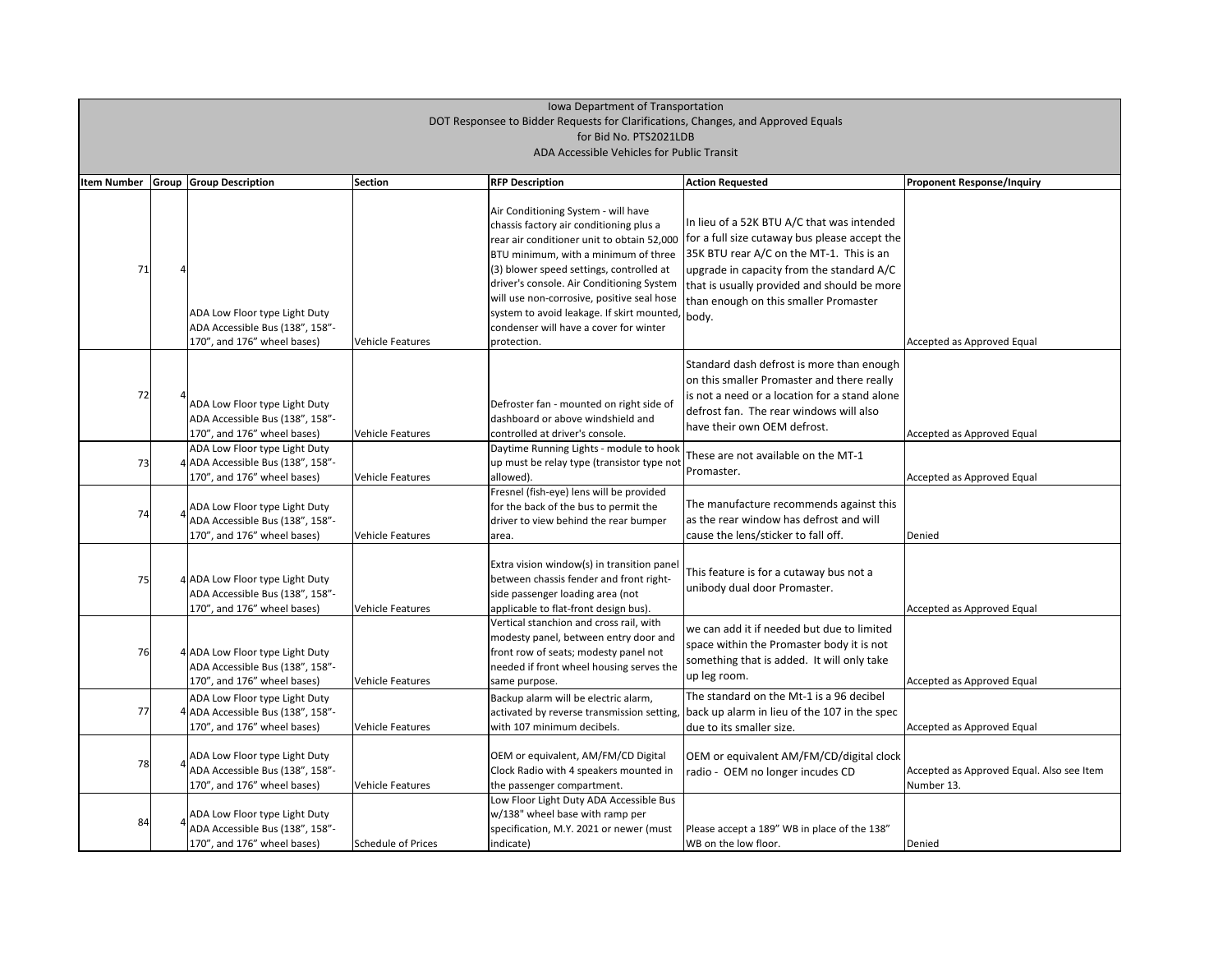Iowa Department of Transportation
DOT Responsee to Bidder Requests for Clarifications, Changes, and Approved Equals
for Bid No. PTS2021LDB
ADA Accessible Vehicles for Public Transit

| Item Number | Group | Group Description | Section | RFP Description | Action Requested | Proponent Response/Inquiry |
|---|---|---|---|---|---|---|
| 71 | 4 | ADA Low Floor type Light Duty ADA Accessible Bus (138", 158"-170", and 176" wheel bases) | Vehicle Features | Air Conditioning System - will have chassis factory air conditioning plus a rear air conditioner unit to obtain 52,000 BTU minimum, with a minimum of three (3) blower speed settings, controlled at driver's console. Air Conditioning System will use non-corrosive, positive seal hose system to avoid leakage. If skirt mounted, condenser will have a cover for winter protection. | In lieu of a 52K BTU A/C that was intended for a full size cutaway bus please accept the 35K BTU rear A/C on the MT-1. This is an upgrade in capacity from the standard A/C that is usually provided and should be more than enough on this smaller Promaster body. | Accepted as Approved Equal |
| 72 | 4 | ADA Low Floor type Light Duty ADA Accessible Bus (138", 158"-170", and 176" wheel bases) | Vehicle Features | Defroster fan - mounted on right side of dashboard or above windshield and controlled at driver's console. | Standard dash defrost is more than enough on this smaller Promaster and there really is not a need or a location for a stand alone defrost fan. The rear windows will also have their own OEM defrost. | Accepted as Approved Equal |
| 73 | 4 | ADA Low Floor type Light Duty ADA Accessible Bus (138", 158"-170", and 176" wheel bases) | Vehicle Features | Daytime Running Lights - module to hook up must be relay type (transistor type not allowed). | These are not available on the MT-1 Promaster. | Accepted as Approved Equal |
| 74 | 4 | ADA Low Floor type Light Duty ADA Accessible Bus (138", 158"-170", and 176" wheel bases) | Vehicle Features | Fresnel (fish-eye) lens will be provided for the back of the bus to permit the driver to view behind the rear bumper area. | The manufacture recommends against this as the rear window has defrost and will cause the lens/sticker to fall off. | Denied |
| 75 | 4 | ADA Low Floor type Light Duty ADA Accessible Bus (138", 158"-170", and 176" wheel bases) | Vehicle Features | Extra vision window(s) in transition panel between chassis fender and front right-side passenger loading area (not applicable to flat-front design bus). | This feature is for a cutaway bus not a unibody dual door Promaster. | Accepted as Approved Equal |
| 76 | 4 | ADA Low Floor type Light Duty ADA Accessible Bus (138", 158"-170", and 176" wheel bases) | Vehicle Features | Vertical stanchion and cross rail, with modesty panel, between entry door and front row of seats; modesty panel not needed if front wheel housing serves the same purpose. | we can add it if needed but due to limited space within the Promaster body it is not something that is added. It will only take up leg room. | Accepted as Approved Equal |
| 77 | 4 | ADA Low Floor type Light Duty ADA Accessible Bus (138", 158"-170", and 176" wheel bases) | Vehicle Features | Backup alarm will be electric alarm, activated by reverse transmission setting, with 107 minimum decibels. | The standard on the Mt-1 is a 96 decibel back up alarm in lieu of the 107 in the spec due to its smaller size. | Accepted as Approved Equal |
| 78 | 4 | ADA Low Floor type Light Duty ADA Accessible Bus (138", 158"-170", and 176" wheel bases) | Vehicle Features | OEM or equivalent, AM/FM/CD Digital Clock Radio with 4 speakers mounted in the passenger compartment. | OEM or equivalent AM/FM/CD/digital clock radio - OEM no longer incudes CD | Accepted as Approved Equal. Also see Item Number 13. |
| 84 | 4 | ADA Low Floor type Light Duty ADA Accessible Bus (138", 158"-170", and 176" wheel bases) | Schedule of Prices | Low Floor Light Duty ADA Accessible Bus w/138" wheel base with ramp per specification, M.Y. 2021 or newer (must indicate) | Please accept a 189" WB in place of the 138" WB on the low floor. | Denied |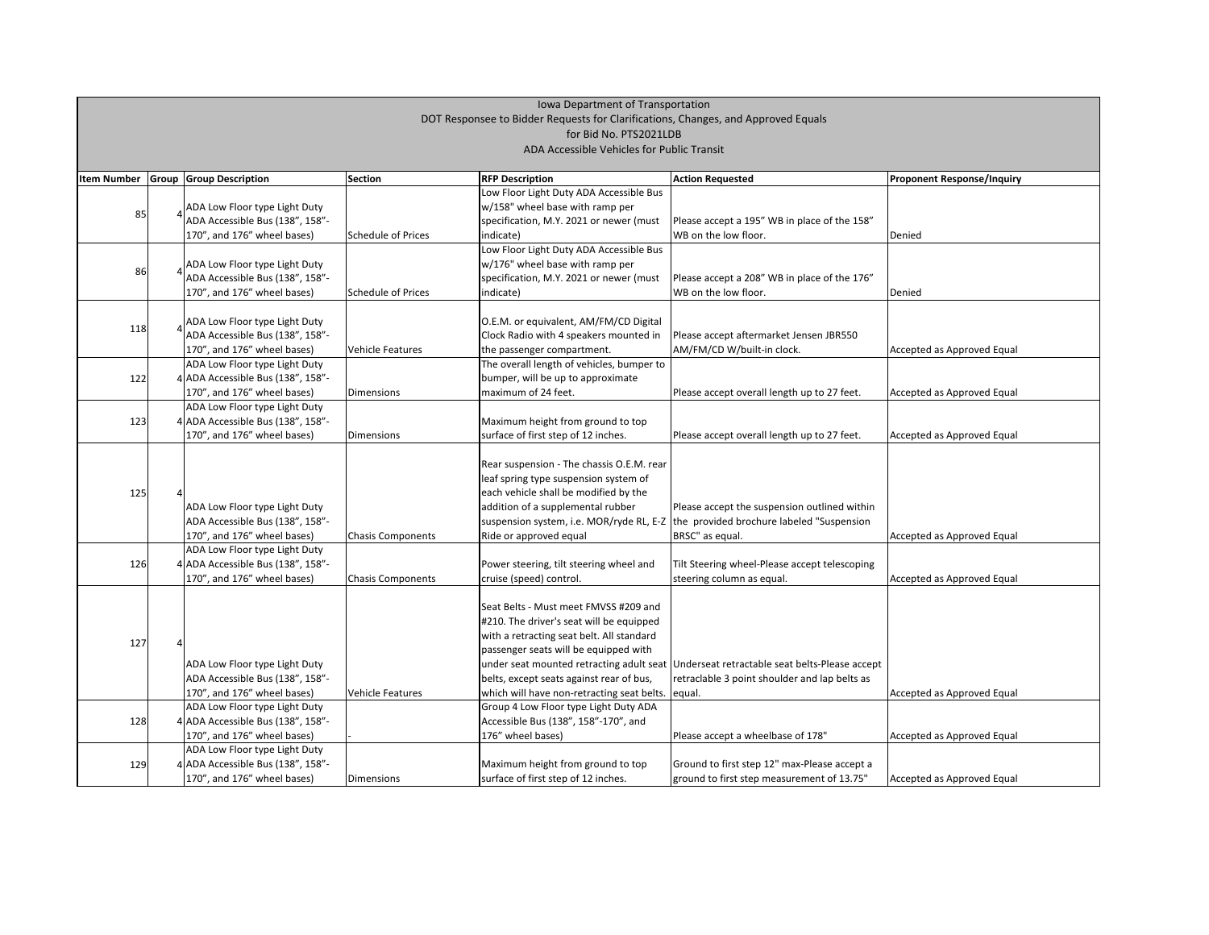Iowa Department of Transportation
DOT Responsee to Bidder Requests for Clarifications, Changes, and Approved Equals
for Bid No. PTS2021LDB
ADA Accessible Vehicles for Public Transit

| Item Number | Group | Group Description | Section | RFP Description | Action Requested | Proponent Response/Inquiry |
|---|---|---|---|---|---|---|
| 85 | 4 | ADA Low Floor type Light Duty ADA Accessible Bus (138", 158"-170", and 176" wheel bases) | Schedule of Prices | Low Floor Light Duty ADA Accessible Bus w/158" wheel base with ramp per specification, M.Y. 2021 or newer (must indicate) | Please accept a 195" WB in place of the 158" WB on the low floor. | Denied |
| 86 | 4 | ADA Low Floor type Light Duty ADA Accessible Bus (138", 158"-170", and 176" wheel bases) | Schedule of Prices | Low Floor Light Duty ADA Accessible Bus w/176" wheel base with ramp per specification, M.Y. 2021 or newer (must indicate) | Please accept a 208" WB in place of the 176" WB on the low floor. | Denied |
| 118 | 4 | ADA Low Floor type Light Duty ADA Accessible Bus (138", 158"-170", and 176" wheel bases) | Vehicle Features | O.E.M. or equivalent, AM/FM/CD Digital Clock Radio with 4 speakers mounted in the passenger compartment. | Please accept aftermarket Jensen JBR550 AM/FM/CD W/built-in clock. | Accepted as Approved Equal |
| 122 | 4 | ADA Low Floor type Light Duty ADA Accessible Bus (138", 158"-170", and 176" wheel bases) | Dimensions | The overall length of vehicles, bumper to bumper, will be up to approximate maximum of 24 feet. | Please accept overall length up to 27 feet. | Accepted as Approved Equal |
| 123 | 4 | ADA Low Floor type Light Duty ADA Accessible Bus (138", 158"-170", and 176" wheel bases) | Dimensions | Maximum height from ground to top surface of first step of 12 inches. | Please accept overall length up to 27 feet. | Accepted as Approved Equal |
| 125 | 4 | ADA Low Floor type Light Duty ADA Accessible Bus (138", 158"-170", and 176" wheel bases) | Chasis Components | Rear suspension - The chassis O.E.M. rear leaf spring type suspension system of each vehicle shall be modified by the addition of a supplemental rubber suspension system, i.e. MOR/ryde RL, E-Z Ride or approved equal | Please accept the suspension outlined within the provided brochure labeled "Suspension BRSC" as equal. | Accepted as Approved Equal |
| 126 | 4 | ADA Low Floor type Light Duty ADA Accessible Bus (138", 158"-170", and 176" wheel bases) | Chasis Components | Power steering, tilt steering wheel and cruise (speed) control. | Tilt Steering wheel-Please accept telescoping steering column as equal. | Accepted as Approved Equal |
| 127 | 4 | ADA Low Floor type Light Duty ADA Accessible Bus (138", 158"-170", and 176" wheel bases) | Vehicle Features | Seat Belts - Must meet FMVSS #209 and #210. The driver's seat will be equipped with a retracting seat belt. All standard passenger seats will be equipped with under seat mounted retracting adult seat belts, except seats against rear of bus, which will have non-retracting seat belts. | Underseat retractable seat belts-Please accept retraclable 3 point shoulder and lap belts as equal. | Accepted as Approved Equal |
| 128 | 4 | ADA Low Floor type Light Duty ADA Accessible Bus (138", 158"-170", and 176" wheel bases) | - | Group 4 Low Floor type Light Duty ADA Accessible Bus (138", 158"-170", and 176" wheel bases) | Please accept a wheelbase of 178" | Accepted as Approved Equal |
| 129 | 4 | ADA Low Floor type Light Duty ADA Accessible Bus (138", 158"-170", and 176" wheel bases) | Dimensions | Maximum height from ground to top surface of first step of 12 inches. | Ground to first step 12" max-Please accept a ground to first step measurement of 13.75" | Accepted as Approved Equal |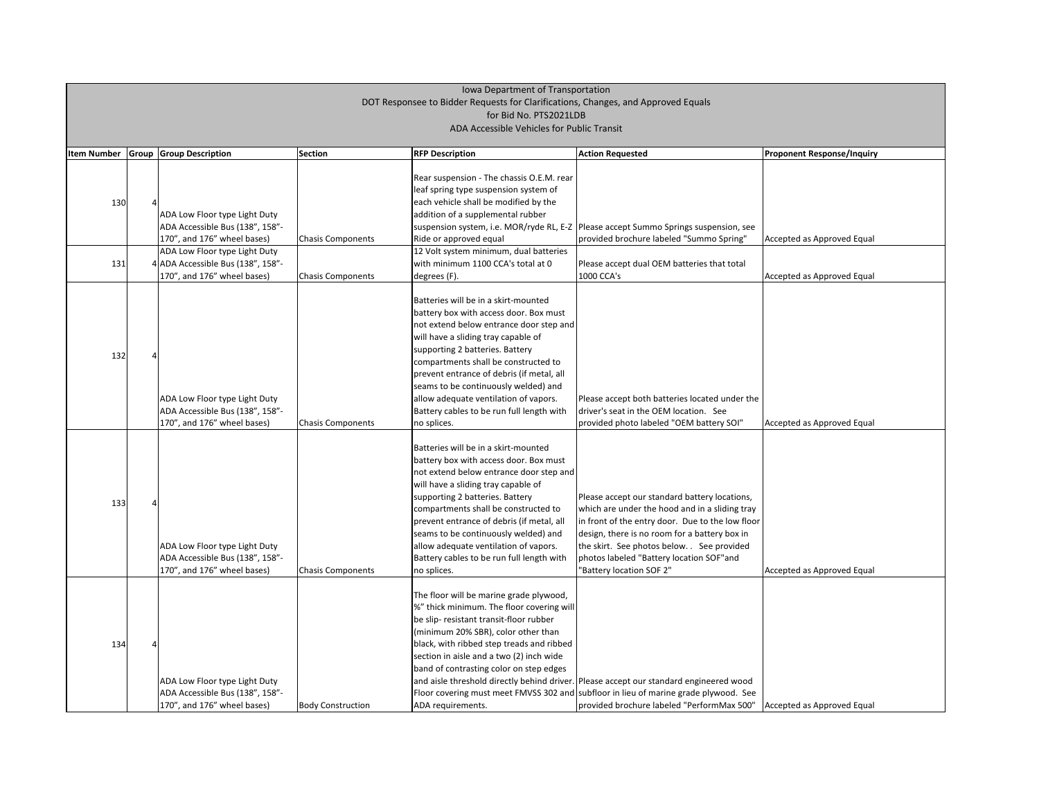| Iowa Department of Transportation<br>DOT Responsee to Bidder Requests for Clarifications, Changes, and Approved Equals<br>for Bid No. PTS2021LDB<br>ADA Accessible Vehicles for Public Transit | | | | | | |
|---|---|---|---|---|---|---|
| **Item Number** | **Group** | **Group Description** | **Section** | **RFP Description** | **Action Requested** | **Proponent Response/Inquiry** |
| 130 | 4 | ADA Low Floor type Light Duty ADA Accessible Bus (138", 158"-170", and 176" wheel bases) | Chasis Components | Rear suspension - The chassis O.E.M. rear leaf spring type suspension system of each vehicle shall be modified by the addition of a supplemental rubber suspension system, i.e. MOR/ryde RL, E-Z Ride or approved equal | Please accept Summo Springs suspension, see provided brochure labeled "Summo Spring" | Accepted as Approved Equal |
| 131 | 4 | ADA Low Floor type Light Duty ADA Accessible Bus (138", 158"-170", and 176" wheel bases) | Chasis Components | 12 Volt system minimum, dual batteries with minimum 1100 CCA's total at 0 degrees (F). | Please accept dual OEM batteries that total 1000 CCA's | Accepted as Approved Equal |
| 132 | 4 | ADA Low Floor type Light Duty ADA Accessible Bus (138", 158"-170", and 176" wheel bases) | Chasis Components | Batteries will be in a skirt-mounted battery box with access door. Box must not extend below entrance door step and will have a sliding tray capable of supporting 2 batteries. Battery compartments shall be constructed to prevent entrance of debris (if metal, all seams to be continuously welded) and allow adequate ventilation of vapors. Battery cables to be run full length with no splices. | Please accept both batteries located under the driver's seat in the OEM location. See provided photo labeled "OEM battery SOI" | Accepted as Approved Equal |
| 133 | 4 | ADA Low Floor type Light Duty ADA Accessible Bus (138", 158"-170", and 176" wheel bases) | Chasis Components | Batteries will be in a skirt-mounted battery box with access door. Box must not extend below entrance door step and will have a sliding tray capable of supporting 2 batteries. Battery compartments shall be constructed to prevent entrance of debris (if metal, all seams to be continuously welded) and allow adequate ventilation of vapors. Battery cables to be run full length with no splices. | Please accept our standard battery locations, which are under the hood and in a sliding tray in front of the entry door. Due to the low floor design, there is no room for a battery box in the skirt. See photos below. . See provided photos labeled "Battery location SOF"and "Battery location SOF 2" | Accepted as Approved Equal |
| 134 | 4 | ADA Low Floor type Light Duty ADA Accessible Bus (138", 158"-170", and 176" wheel bases) | Body Construction | The floor will be marine grade plywood, %" thick minimum. The floor covering will be slip- resistant transit-floor rubber (minimum 20% SBR), color other than black, with ribbed step treads and ribbed section in aisle and a two (2) inch wide band of contrasting color on step edges and aisle threshold directly behind driver. Floor covering must meet FMVSS 302 and ADA requirements. | Please accept our standard engineered wood subfloor in lieu of marine grade plywood. See provided brochure labeled "PerformMax 500" | Accepted as Approved Equal |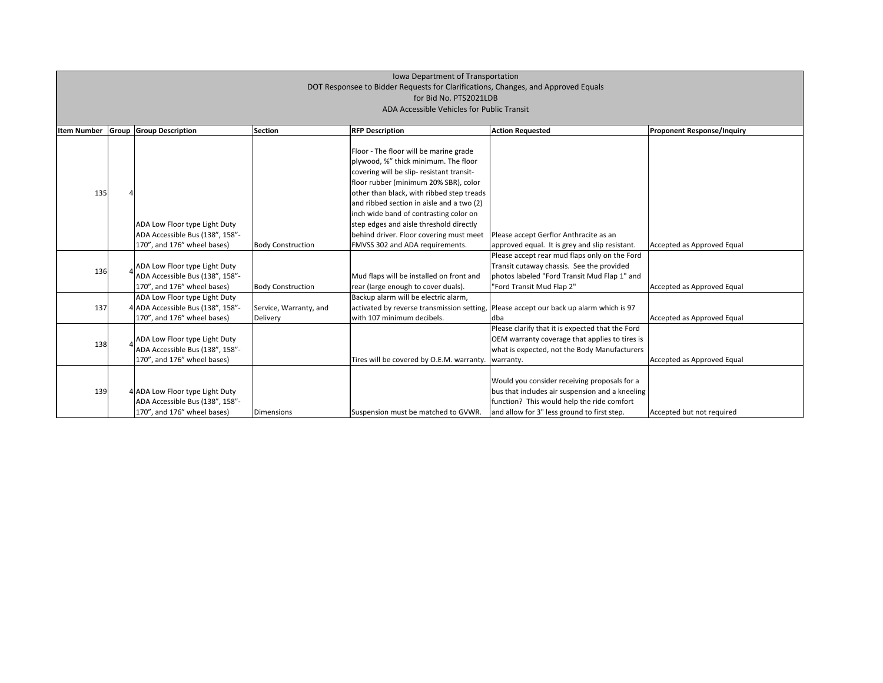Iowa Department of Transportation
DOT Responsee to Bidder Requests for Clarifications, Changes, and Approved Equals
for Bid No. PTS2021LDB
ADA Accessible Vehicles for Public Transit

| Item Number | Group | Group Description | Section | RFP Description | Action Requested | Proponent Response/Inquiry |
|---|---|---|---|---|---|---|
| 135 | 4 | ADA Low Floor type Light Duty ADA Accessible Bus (138", 158"-170", and 176" wheel bases) | Body Construction | Floor - The floor will be marine grade plywood, %" thick minimum. The floor covering will be slip- resistant transit-floor rubber (minimum 20% SBR), color other than black, with ribbed step treads and ribbed section in aisle and a two (2) inch wide band of contrasting color on step edges and aisle threshold directly behind driver. Floor covering must meet FMVSS 302 and ADA requirements. | Please accept Gerflor Anthracite as an approved equal. It is grey and slip resistant. | Accepted as Approved Equal |
| 136 | 4 | ADA Low Floor type Light Duty ADA Accessible Bus (138", 158"-170", and 176" wheel bases) | Body Construction | Mud flaps will be installed on front and rear (large enough to cover duals). | Please accept rear mud flaps only on the Ford Transit cutaway chassis. See the provided photos labeled "Ford Transit Mud Flap 1" and "Ford Transit Mud Flap 2" | Accepted as Approved Equal |
| 137 | 4 | ADA Low Floor type Light Duty ADA Accessible Bus (138", 158"-170", and 176" wheel bases) | Service, Warranty, and Delivery | Backup alarm will be electric alarm, activated by reverse transmission setting, with 107 minimum decibels. | Please accept our back up alarm which is 97 dba | Accepted as Approved Equal |
| 138 | 4 | ADA Low Floor type Light Duty ADA Accessible Bus (138", 158"-170", and 176" wheel bases) | | Tires will be covered by O.E.M. warranty. | Please clarify that it is expected that the Ford OEM warranty coverage that applies to tires is what is expected, not the Body Manufacturers warranty. | Accepted as Approved Equal |
| 139 | 4 | ADA Low Floor type Light Duty ADA Accessible Bus (138", 158"-170", and 176" wheel bases) | Dimensions | Suspension must be matched to GVWR. | Would you consider receiving proposals for a bus that includes air suspension and a kneeling function? This would help the ride comfort and allow for 3" less ground to first step. | Accepted but not required |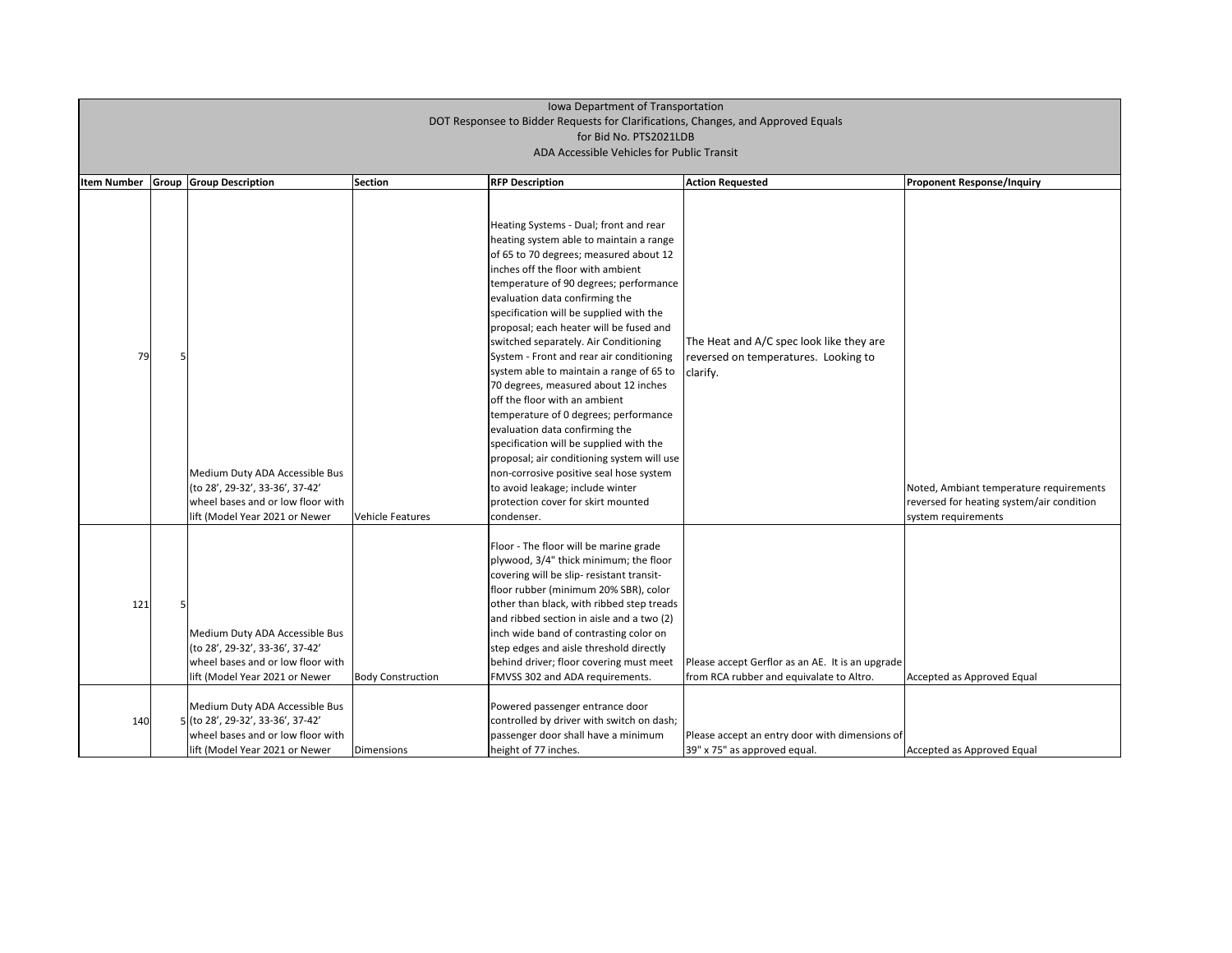Iowa Department of Transportation
DOT Responsee to Bidder Requests for Clarifications, Changes, and Approved Equals
for Bid No. PTS2021LDB
ADA Accessible Vehicles for Public Transit

| Item Number | Group | Group Description | Section | RFP Description | Action Requested | Proponent Response/Inquiry |
|---|---|---|---|---|---|---|
| 79 | 5 | Medium Duty ADA Accessible Bus (to 28', 29-32', 33-36', 37-42' wheel bases and or low floor with lift (Model Year 2021 or Newer | Vehicle Features | Heating Systems - Dual; front and rear heating system able to maintain a range of 65 to 70 degrees; measured about 12 inches off the floor with ambient temperature of 90 degrees; performance evaluation data confirming the specification will be supplied with the proposal; each heater will be fused and switched separately. Air Conditioning System - Front and rear air conditioning system able to maintain a range of 65 to 70 degrees, measured about 12 inches off the floor with an ambient temperature of 0 degrees; performance evaluation data confirming the specification will be supplied with the proposal; air conditioning system will use non-corrosive positive seal hose system to avoid leakage; include winter protection cover for skirt mounted condenser. | The Heat and A/C spec look like they are reversed on temperatures. Looking to clarify. | Noted, Ambiant temperature requirements reversed for heating system/air condition system requirements |
| 121 | 5 | Medium Duty ADA Accessible Bus (to 28', 29-32', 33-36', 37-42' wheel bases and or low floor with lift (Model Year 2021 or Newer | Body Construction | Floor - The floor will be marine grade plywood, 3/4" thick minimum; the floor covering will be slip- resistant transit-floor rubber (minimum 20% SBR), color other than black, with ribbed step treads and ribbed section in aisle and a two (2) inch wide band of contrasting color on step edges and aisle threshold directly behind driver; floor covering must meet FMVSS 302 and ADA requirements. | Please accept Gerflor as an AE. It is an upgrade from RCA rubber and equivalate to Altro. | Accepted as Approved Equal |
| 140 | 5 | Medium Duty ADA Accessible Bus (to 28', 29-32', 33-36', 37-42' wheel bases and or low floor with lift (Model Year 2021 or Newer | Dimensions | Powered passenger entrance door controlled by driver with switch on dash; passenger door shall have a minimum height of 77 inches. | Please accept an entry door with dimensions of 39" x 75" as approved equal. | Accepted as Approved Equal |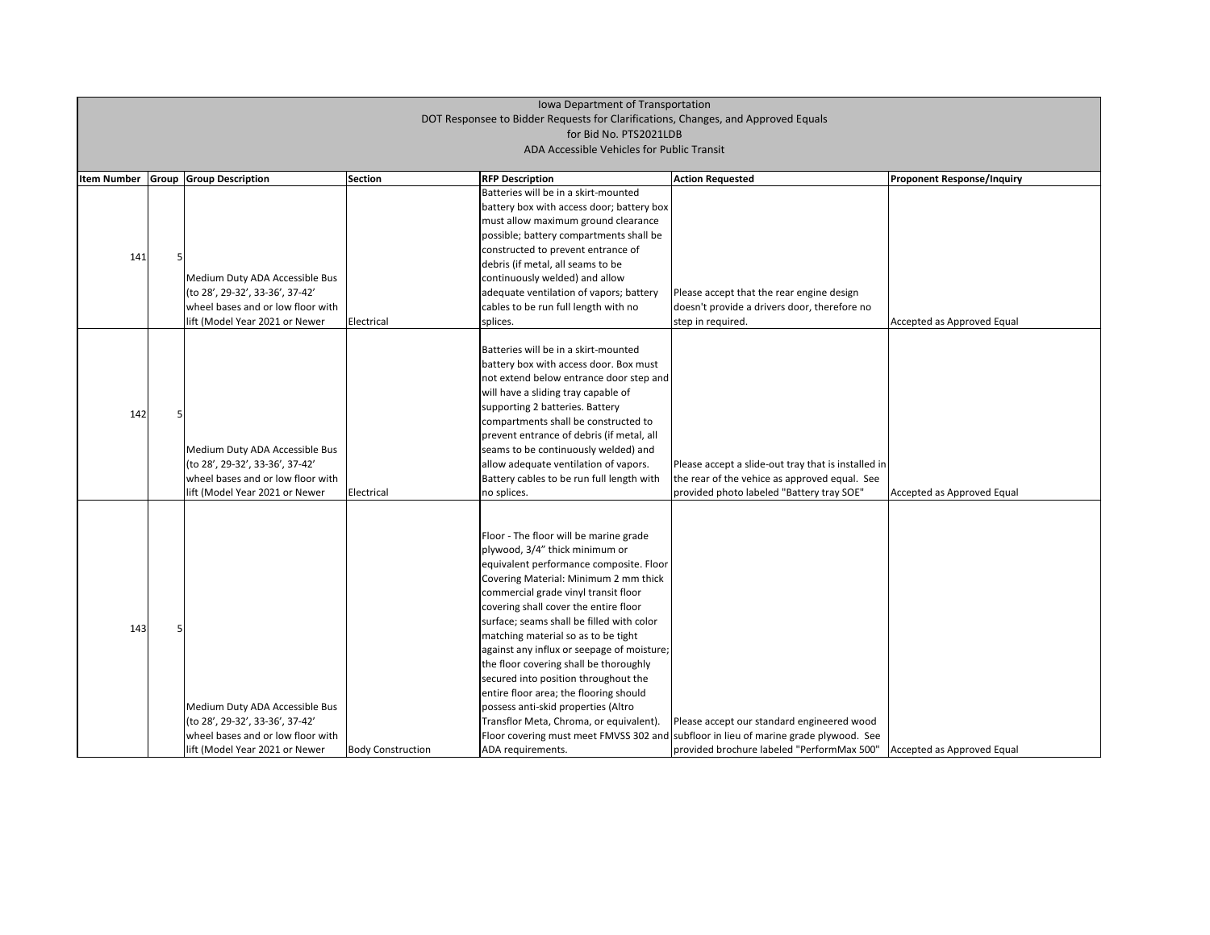Iowa Department of Transportation
DOT Responsee to Bidder Requests for Clarifications, Changes, and Approved Equals
for Bid No. PTS2021LDB
ADA Accessible Vehicles for Public Transit

| Item Number | Group | Group Description | Section | RFP Description | Action Requested | Proponent Response/Inquiry |
|---|---|---|---|---|---|---|
| 141 | 5 | Medium Duty ADA Accessible Bus (to 28', 29-32', 33-36', 37-42' wheel bases and or low floor with lift (Model Year 2021 or Newer | Electrical | Batteries will be in a skirt-mounted battery box with access door; battery box must allow maximum ground clearance possible; battery compartments shall be constructed to prevent entrance of debris (if metal, all seams to be continuously welded) and allow adequate ventilation of vapors; battery cables to be run full length with no splices. | Please accept that the rear engine design doesn't provide a drivers door, therefore no step in required. | Accepted as Approved Equal |
| 142 | 5 | Medium Duty ADA Accessible Bus (to 28', 29-32', 33-36', 37-42' wheel bases and or low floor with lift (Model Year 2021 or Newer | Electrical | Batteries will be in a skirt-mounted battery box with access door. Box must not extend below entrance door step and will have a sliding tray capable of supporting 2 batteries. Battery compartments shall be constructed to prevent entrance of debris (if metal, all seams to be continuously welded) and allow adequate ventilation of vapors. Battery cables to be run full length with no splices. | Please accept a slide-out tray that is installed in the rear of the vehice as approved equal. See provided photo labeled "Battery tray SOE" | Accepted as Approved Equal |
| 143 | 5 | Medium Duty ADA Accessible Bus (to 28', 29-32', 33-36', 37-42' wheel bases and or low floor with lift (Model Year 2021 or Newer | Body Construction | Floor - The floor will be marine grade plywood, 3/4" thick minimum or equivalent performance composite. Floor Covering Material: Minimum 2 mm thick commercial grade vinyl transit floor covering shall cover the entire floor surface; seams shall be filled with color matching material so as to be tight against any influx or seepage of moisture; the floor covering shall be thoroughly secured into position throughout the entire floor area; the flooring should possess anti-skid properties (Altro Transflor Meta, Chroma, or equivalent). Floor covering must meet FMVSS 302 and ADA requirements. | Please accept our standard engineered wood subfloor in lieu of marine grade plywood. See provided brochure labeled "PerformMax 500" | Accepted as Approved Equal |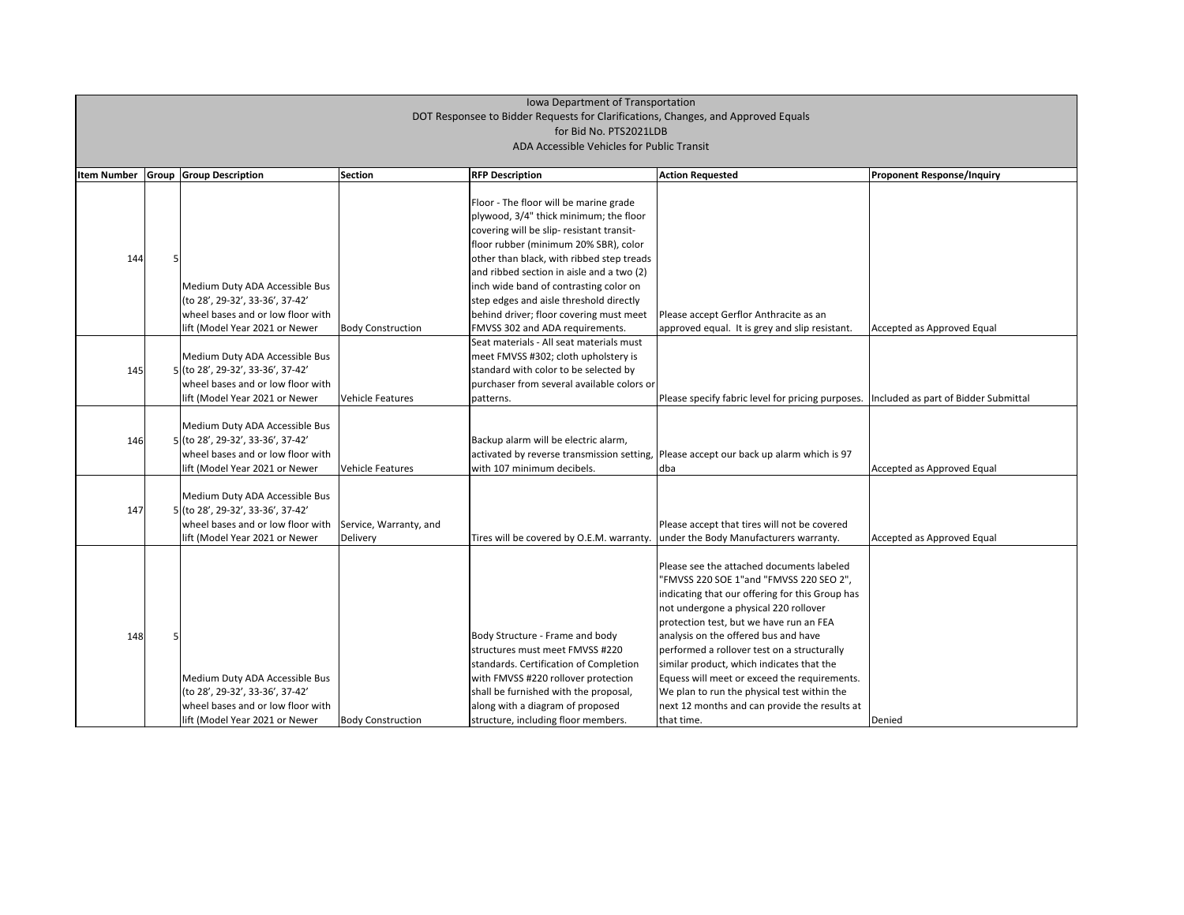Iowa Department of Transportation
DOT Responsee to Bidder Requests for Clarifications, Changes, and Approved Equals
for Bid No. PTS2021LDB
ADA Accessible Vehicles for Public Transit

| Item Number | Group | Group Description | Section | RFP Description | Action Requested | Proponent Response/Inquiry |
|---|---|---|---|---|---|---|
| 144 | 5 | Medium Duty ADA Accessible Bus (to 28', 29-32', 33-36', 37-42' wheel bases and or low floor with lift (Model Year 2021 or Newer | Body Construction | Floor - The floor will be marine grade plywood, 3/4" thick minimum; the floor covering will be slip- resistant transit-floor rubber (minimum 20% SBR), color other than black, with ribbed step treads and ribbed section in aisle and a two (2) inch wide band of contrasting color on step edges and aisle threshold directly behind driver; floor covering must meet FMVSS 302 and ADA requirements. | Please accept Gerflor Anthracite as an approved equal. It is grey and slip resistant. | Accepted as Approved Equal |
| 145 | 5 | Medium Duty ADA Accessible Bus (to 28', 29-32', 33-36', 37-42' wheel bases and or low floor with lift (Model Year 2021 or Newer | Vehicle Features | Seat materials - All seat materials must meet FMVSS #302; cloth upholstery is standard with color to be selected by purchaser from several available colors or patterns. | Please specify fabric level for pricing purposes. | Included as part of Bidder Submittal |
| 146 | 5 | Medium Duty ADA Accessible Bus (to 28', 29-32', 33-36', 37-42' wheel bases and or low floor with lift (Model Year 2021 or Newer | Vehicle Features | Backup alarm will be electric alarm, activated by reverse transmission setting, with 107 minimum decibels. | Please accept our back up alarm which is 97 dba | Accepted as Approved Equal |
| 147 | 5 | Medium Duty ADA Accessible Bus (to 28', 29-32', 33-36', 37-42' wheel bases and or low floor with lift (Model Year 2021 or Newer | Service, Warranty, and Delivery | Tires will be covered by O.E.M. warranty. | Please accept that tires will not be covered under the Body Manufacturers warranty. | Accepted as Approved Equal |
| 148 | 5 | Medium Duty ADA Accessible Bus (to 28', 29-32', 33-36', 37-42' wheel bases and or low floor with lift (Model Year 2021 or Newer | Body Construction | Body Structure - Frame and body structures must meet FMVSS #220 standards. Certification of Completion with FMVSS #220 rollover protection shall be furnished with the proposal, along with a diagram of proposed structure, including floor members. | Please see the attached documents labeled "FMVSS 220 SOE 1"and "FMVSS 220 SEO 2", indicating that our offering for this Group has not undergone a physical 220 rollover protection test, but we have run an FEA analysis on the offered bus and have performed a rollover test on a structurally similar product, which indicates that the Equess will meet or exceed the requirements. We plan to run the physical test within the next 12 months and can provide the results at that time. | Denied |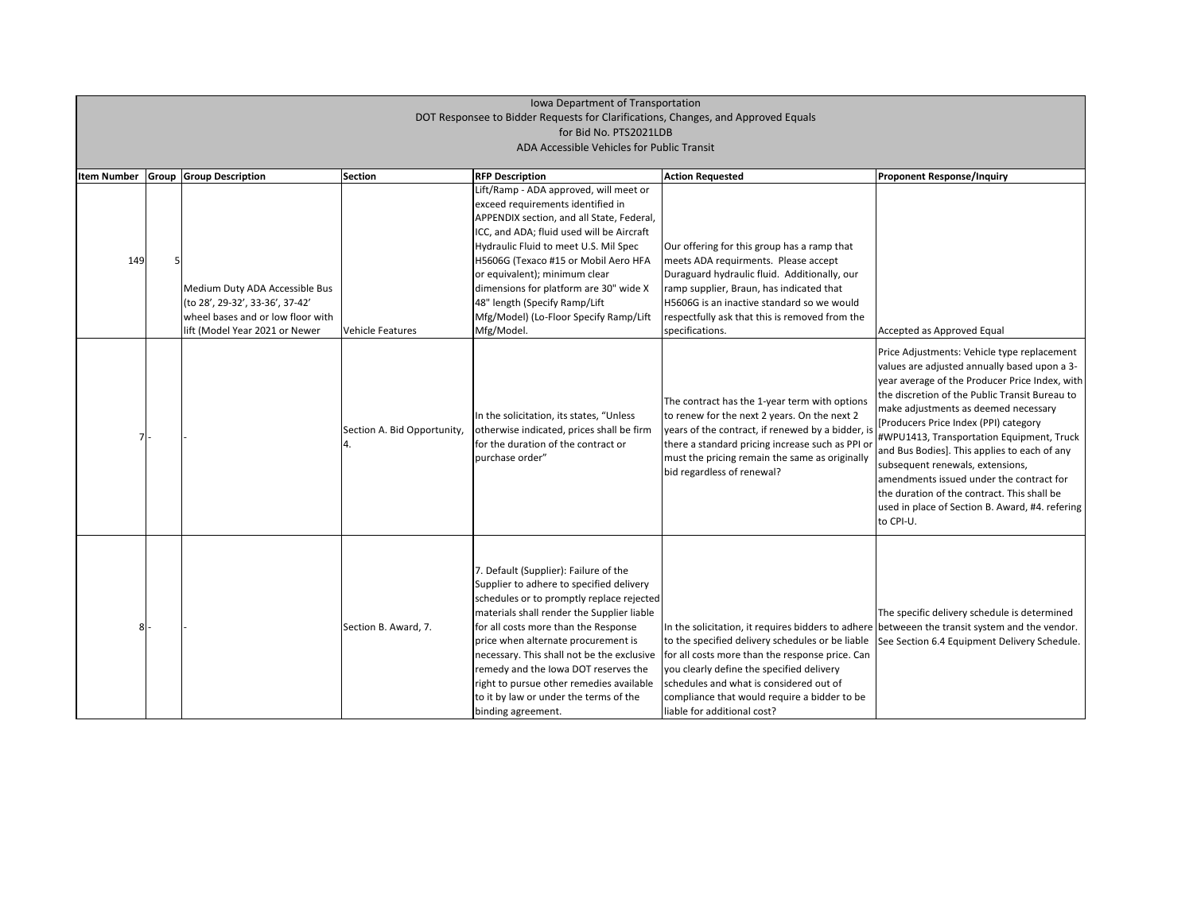| Iowa Department of Transportation<br>DOT Responsee to Bidder Requests for Clarifications, Changes, and Approved Equals<br>for Bid No. PTS2021LDB<br>ADA Accessible Vehicles for Public Transit | | | | | | |
|---|---|---|---|---|---|---|
| **Item Number** | **Group** | **Group Description** | **Section** | **RFP Description** | **Action Requested** | **Proponent Response/Inquiry** |
| 149 | 5 | Medium Duty ADA Accessible Bus (to 28', 29-32', 33-36', 37-42' wheel bases and or low floor with lift (Model Year 2021 or Newer | Vehicle Features | Lift/Ramp - ADA approved, will meet or exceed requirements identified in APPENDIX section, and all State, Federal, ICC, and ADA; fluid used will be Aircraft Hydraulic Fluid to meet U.S. Mil Spec H5606G (Texaco #15 or Mobil Aero HFA or equivalent); minimum clear dimensions for platform are 30" wide X 48" length (Specify Ramp/Lift Mfg/Model) (Lo-Floor Specify Ramp/Lift Mfg/Model. | Our offering for this group has a ramp that meets ADA requirments. Please accept Duraguard hydraulic fluid. Additionally, our ramp supplier, Braun, has indicated that H5606G is an inactive standard so we would respectfully ask that this is removed from the specifications. | Accepted as Approved Equal |
| 7 | - | - | Section A. Bid Opportunity, 4. | In the solicitation, its states, "Unless otherwise indicated, prices shall be firm for the duration of the contract or purchase order" | The contract has the 1-year term with options to renew for the next 2 years. On the next 2 years of the contract, if renewed by a bidder, is there a standard pricing increase such as PPI or must the pricing remain the same as originally bid regardless of renewal? | Price Adjustments: Vehicle type replacement values are adjusted annually based upon a 3-year average of the Producer Price Index, with the discretion of the Public Transit Bureau to make adjustments as deemed necessary [Producers Price Index (PPI) category #WPU1413, Transportation Equipment, Truck and Bus Bodies]. This applies to each of any subsequent renewals, extensions, amendments issued under the contract for the duration of the contract. This shall be used in place of Section B. Award, #4. refering to CPI-U. |
| 8 | - | - | Section B. Award, 7. | 7. Default (Supplier): Failure of the Supplier to adhere to specified delivery schedules or to promptly replace rejected materials shall render the Supplier liable for all costs more than the Response price when alternate procurement is necessary. This shall not be the exclusive remedy and the Iowa DOT reserves the right to pursue other remedies available to it by law or under the terms of the binding agreement. | In the solicitation, it requires bidders to adhere to the specified delivery schedules or be liable for all costs more than the response price. Can you clearly define the specified delivery schedules and what is considered out of compliance that would require a bidder to be liable for additional cost? | The specific delivery schedule is determined betweeen the transit system and the vendor. See Section 6.4 Equipment Delivery Schedule. |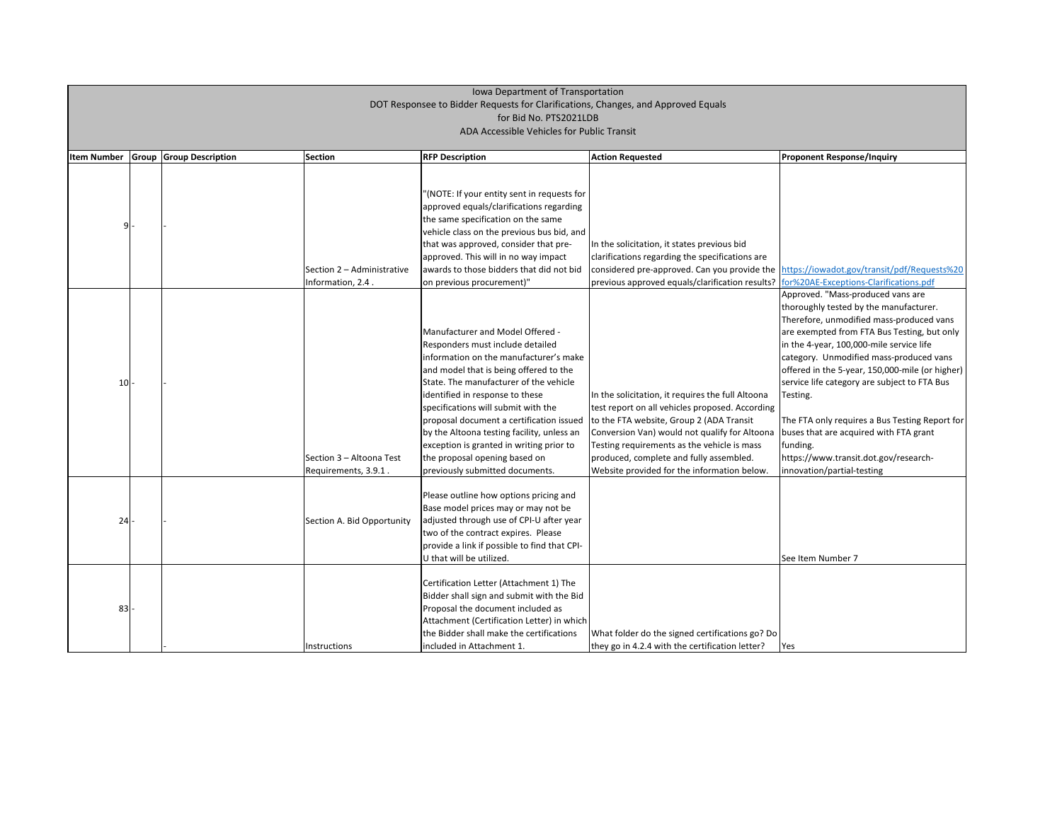Iowa Department of Transportation
DOT Responsee to Bidder Requests for Clarifications, Changes, and Approved Equals
for Bid No. PTS2021LDB
ADA Accessible Vehicles for Public Transit

| Item Number | Group | Group Description | Section | RFP Description | Action Requested | Proponent Response/Inquiry |
|---|---|---|---|---|---|---|
| 9 | - | - | Section 2 – Administrative Information, 2.4 . | "(NOTE: If your entity sent in requests for approved equals/clarifications regarding the same specification on the same vehicle class on the previous bus bid, and that was approved, consider that pre-approved. This will in no way impact awards to those bidders that did not bid on previous procurement)" | In the solicitation, it states previous bid clarifications regarding the specifications are considered pre-approved. Can you provide the previous approved equals/clarification results? | https://iowadot.gov/transit/pdf/Requests%20for%20AE-Exceptions-Clarifications.pdf |
| 10 | - | - | Section 3 – Altoona Test Requirements, 3.9.1 . | Manufacturer and Model Offered - Responders must include detailed information on the manufacturer's make and model that is being offered to the State. The manufacturer of the vehicle identified in response to these specifications will submit with the proposal document a certification issued by the Altoona testing facility, unless an exception is granted in writing prior to the proposal opening based on previously submitted documents. | In the solicitation, it requires the full Altoona test report on all vehicles proposed. According to the FTA website, Group 2 (ADA Transit Conversion Van) would not qualify for Altoona Testing requirements as the vehicle is mass produced, complete and fully assembled. Website provided for the information below. | Approved. "Mass-produced vans are thoroughly tested by the manufacturer. Therefore, unmodified mass-produced vans are exempted from FTA Bus Testing, but only in the 4-year, 100,000-mile service life category. Unmodified mass-produced vans offered in the 5-year, 150,000-mile (or higher) service life category are subject to FTA Bus Testing.<br><br>The FTA only requires a Bus Testing Report for buses that are acquired with FTA grant funding.<br>https://www.transit.dot.gov/research-innovation/partial-testing |
| 24 | - | - | Section A. Bid Opportunity | Please outline how options pricing and Base model prices may or may not be adjusted through use of CPI-U after year two of the contract expires. Please provide a link if possible to find that CPI-U that will be utilized. | | See Item Number 7 |
| 83 | - | - | Instructions | Certification Letter (Attachment 1) The Bidder shall sign and submit with the Bid Proposal the document included as Attachment (Certification Letter) in which the Bidder shall make the certifications included in Attachment 1. | What folder do the signed certifications go? Do they go in 4.2.4 with the certification letter? | Yes |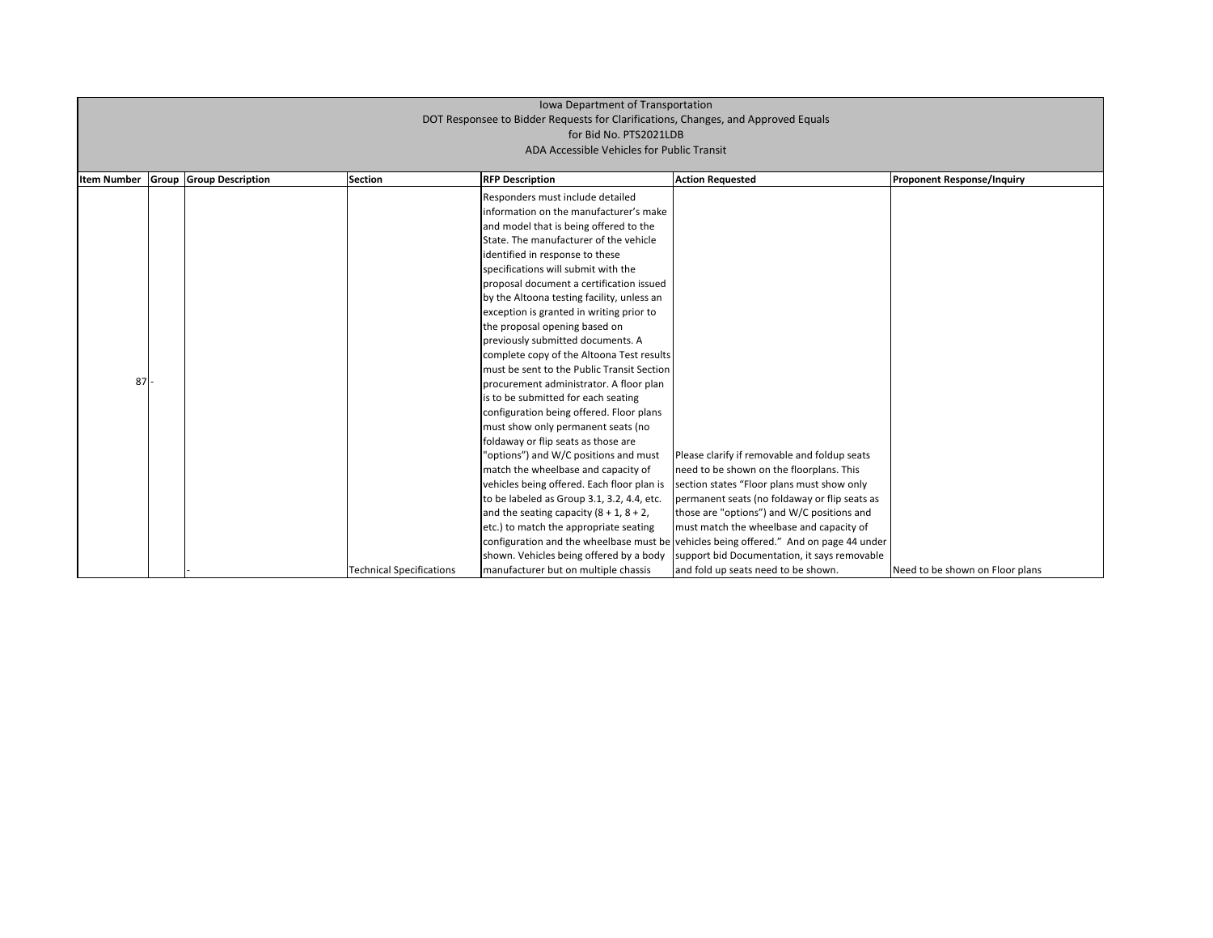Iowa Department of Transportation
DOT Responsee to Bidder Requests for Clarifications, Changes, and Approved Equals
for Bid No. PTS2021LDB
ADA Accessible Vehicles for Public Transit

| Item Number | Group | Group Description | Section | RFP Description | Action Requested | Proponent Response/Inquiry |
|---|---|---|---|---|---|---|
| 87 | - | - | Technical Specifications | Responders must include detailed information on the manufacturer's make and model that is being offered to the State. The manufacturer of the vehicle identified in response to these specifications will submit with the proposal document a certification issued by the Altoona testing facility, unless an exception is granted in writing prior to the proposal opening based on previously submitted documents. A complete copy of the Altoona Test results must be sent to the Public Transit Section procurement administrator. A floor plan is to be submitted for each seating configuration being offered. Floor plans must show only permanent seats (no foldaway or flip seats as those are "options") and W/C positions and must match the wheelbase and capacity of vehicles being offered. Each floor plan is to be labeled as Group 3.1, 3.2, 4.4, etc. and the seating capacity (8 + 1, 8 + 2, etc.) to match the appropriate seating configuration and the wheelbase must be shown. Vehicles being offered by a body manufacturer but on multiple chassis | Please clarify if removable and foldup seats need to be shown on the floorplans. This section states "Floor plans must show only permanent seats (no foldaway or flip seats as those are "options") and W/C positions and must match the wheelbase and capacity of vehicles being offered." And on page 44 under support bid Documentation, it says removable and fold up seats need to be shown. | Need to be shown on Floor plans |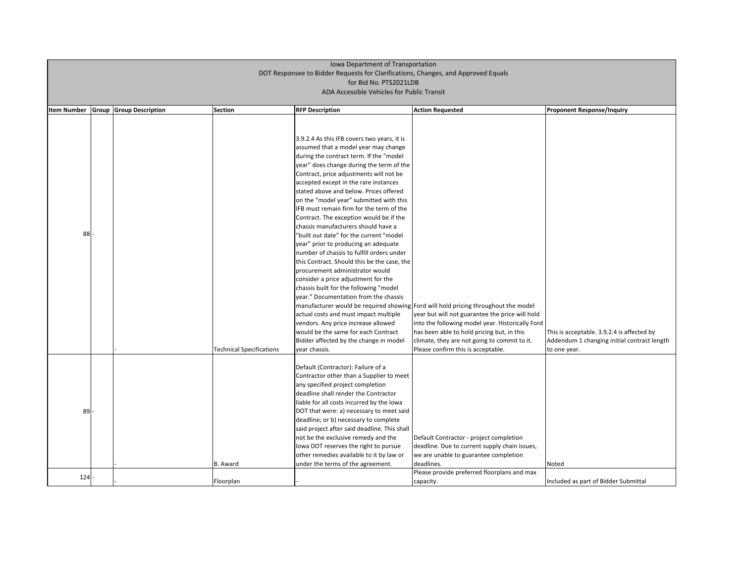Iowa Department of Transportation
DOT Responsee to Bidder Requests for Clarifications, Changes, and Approved Equals
for Bid No. PTS2021LDB
ADA Accessible Vehicles for Public Transit

| Item Number | Group | Group Description | Section | RFP Description | Action Requested | Proponent Response/Inquiry |
|---|---|---|---|---|---|---|
| 88 | - | - | Technical Specifications | 3.9.2.4 As this IFB covers two years, it is assumed that a model year may change during the contract term. If the "model year" does change during the term of the Contract, price adjustments will not be accepted except in the rare instances stated above and below. Prices offered on the "model year" submitted with this IFB must remain firm for the term of the Contract. The exception would be if the chassis manufacturers should have a "built out date" for the current "model year" prior to producing an adequate number of chassis to fulfill orders under this Contract. Should this be the case, the procurement administrator would consider a price adjustment for the chassis built for the following "model year." Documentation from the chassis manufacturer would be required showing actual costs and must impact multiple vendors. Any price increase allowed would be the same for each Contract Bidder affected by the change in model year chassis. | Ford will hold pricing throughout the model year but will not guarantee the price will hold into the following model year. Historically Ford has been able to hold pricing but, in this climate, they are not going to commit to it. Please confirm this is acceptable. | This is acceptable. 3.9.2.4 is affected by Addendum 1 changing initial contract length to one year. |
| 89 | - | - | B. Award | Default (Contractor): Failure of a Contractor other than a Supplier to meet any specified project completion deadline shall render the Contractor liable for all costs incurred by the Iowa DOT that were: a) necessary to meet said deadline; or b) necessary to complete said project after said deadline. This shall not be the exclusive remedy and the Iowa DOT reserves the right to pursue other remedies available to it by law or under the terms of the agreement. | Default Contractor - project completion deadline. Due to current supply chain issues, we are unable to guarantee completion deadlines. | Noted |
| 124 | - | - | Floorplan | - | Please provide preferred floorplans and max capacity. | Included as part of Bidder Submittal |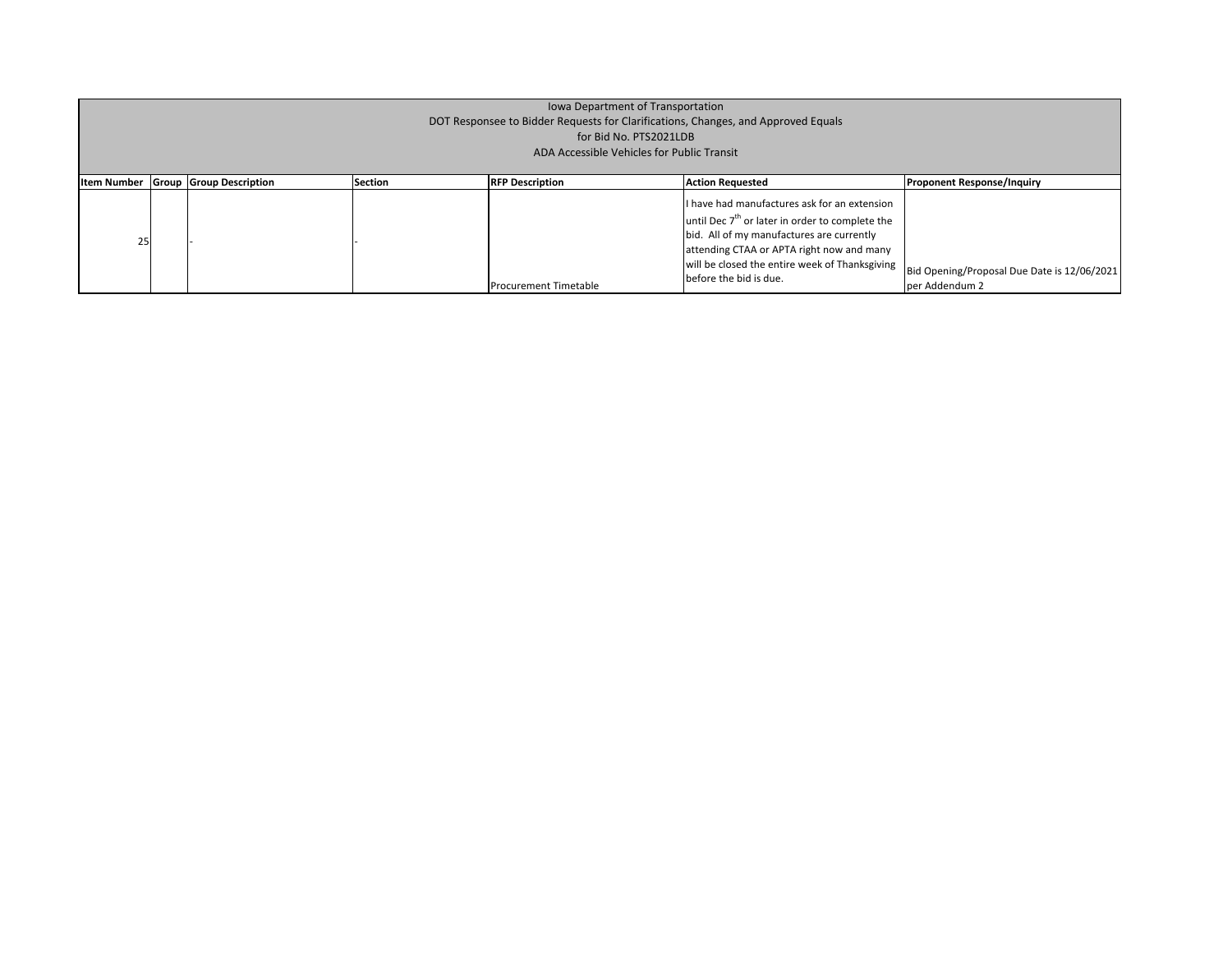Iowa Department of Transportation
DOT Responsee to Bidder Requests for Clarifications, Changes, and Approved Equals
for Bid No. PTS2021LDB
ADA Accessible Vehicles for Public Transit

| Item Number | Group | Group Description | Section | RFP Description | Action Requested | Proponent Response/Inquiry |
|---|---|---|---|---|---|---|
| 25 | | - | - | Procurement Timetable | I have had manufactures ask for an extension until Dec 7th or later in order to complete the bid. All of my manufactures are currently attending CTAA or APTA right now and many will be closed the entire week of Thanksgiving before the bid is due. | Bid Opening/Proposal Due Date is 12/06/2021 per Addendum 2 |